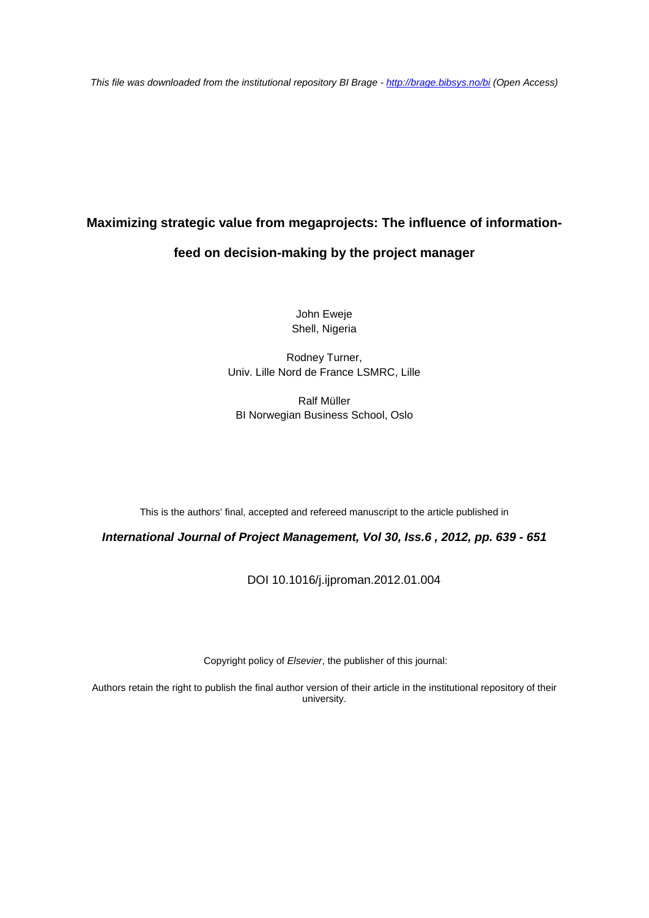*This file was downloaded from the institutional repository BI Brage - [http://brage.bibsys.no/bi](http://brage.bibsys.no/bi) (Open Access)*

# Maximizing strategic value from megaprojects: The influence of information-feed on decision-making by the project manager

John Eweje
Shell, Nigeria

Rodney Turner,
Univ. Lille Nord de France LSMRC, Lille

Ralf Müller
BI Norwegian Business School, Oslo

This is the authors' final, accepted and refereed manuscript to the article published in

***International Journal of Project Management, Vol 30, Iss.6 , 2012, pp. 639 - 651***

DOI 10.1016/j.ijproman.2012.01.004

Copyright policy of *Elsevier*, the publisher of this journal:

Authors retain the right to publish the final author version of their article in the institutional repository of their university.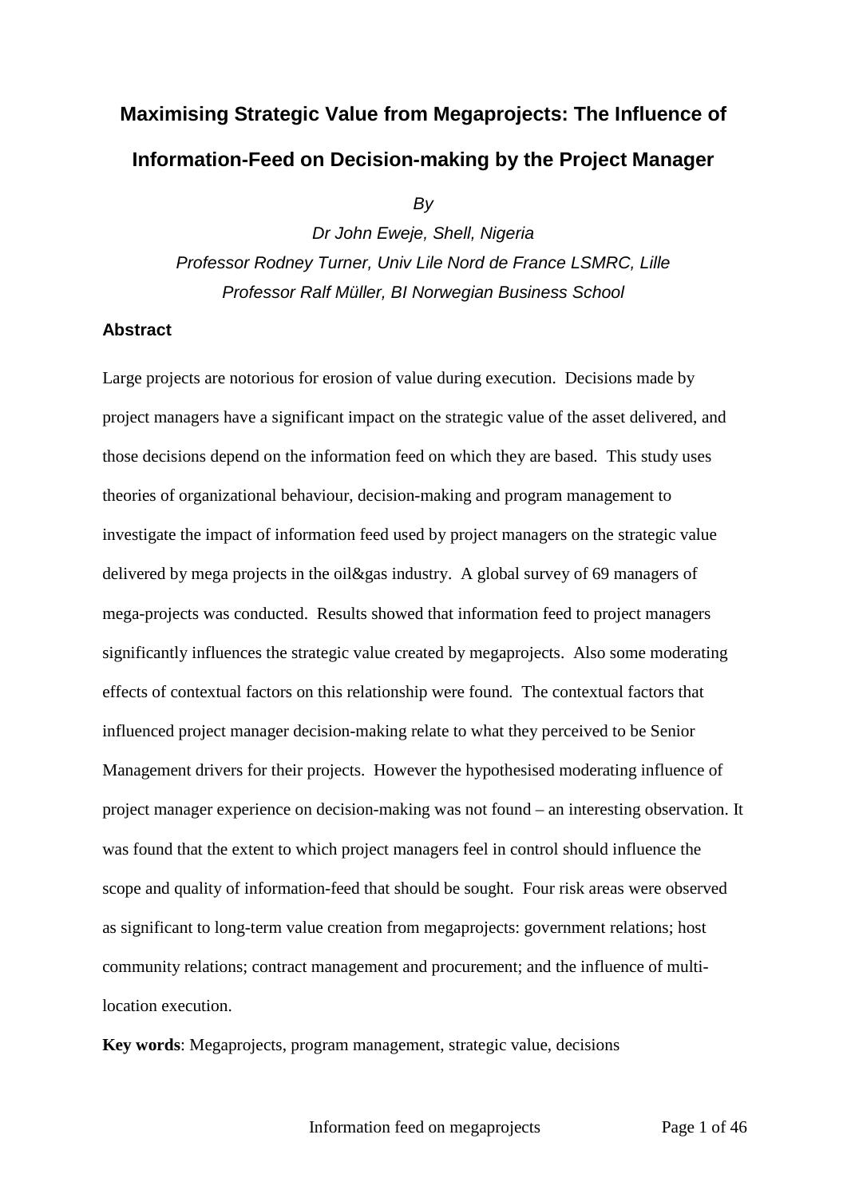# Maximising Strategic Value from Megaprojects: The Influence of Information-Feed on Decision-making by the Project Manager

*By*

*Dr John Eweje, Shell, Nigeria*

*Professor Rodney Turner, Univ Lile Nord de France LSMRC, Lille*

*Professor Ralf Müller, BI Norwegian Business School*

## Abstract

Large projects are notorious for erosion of value during execution. Decisions made by project managers have a significant impact on the strategic value of the asset delivered, and those decisions depend on the information feed on which they are based. This study uses theories of organizational behaviour, decision-making and program management to investigate the impact of information feed used by project managers on the strategic value delivered by mega projects in the oil&gas industry. A global survey of 69 managers of mega-projects was conducted. Results showed that information feed to project managers significantly influences the strategic value created by megaprojects. Also some moderating effects of contextual factors on this relationship were found. The contextual factors that influenced project manager decision-making relate to what they perceived to be Senior Management drivers for their projects. However the hypothesised moderating influence of project manager experience on decision-making was not found – an interesting observation. It was found that the extent to which project managers feel in control should influence the scope and quality of information-feed that should be sought. Four risk areas were observed as significant to long-term value creation from megaprojects: government relations; host community relations; contract management and procurement; and the influence of multi-location execution.

**Key words**: Megaprojects, program management, strategic value, decisions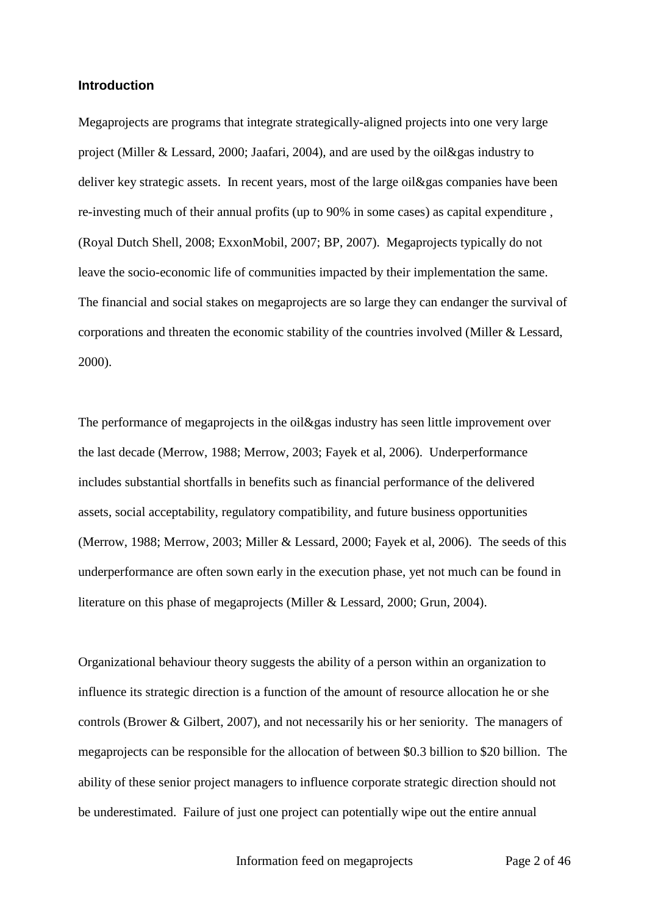### Introduction

Megaprojects are programs that integrate strategically-aligned projects into one very large project (Miller & Lessard, 2000; Jaafari, 2004), and are used by the oil&gas industry to deliver key strategic assets. In recent years, most of the large oil&gas companies have been re-investing much of their annual profits (up to 90% in some cases) as capital expenditure , (Royal Dutch Shell, 2008; ExxonMobil, 2007; BP, 2007). Megaprojects typically do not leave the socio-economic life of communities impacted by their implementation the same. The financial and social stakes on megaprojects are so large they can endanger the survival of corporations and threaten the economic stability of the countries involved (Miller & Lessard, 2000).

The performance of megaprojects in the oil&gas industry has seen little improvement over the last decade (Merrow, 1988; Merrow, 2003; Fayek et al, 2006). Underperformance includes substantial shortfalls in benefits such as financial performance of the delivered assets, social acceptability, regulatory compatibility, and future business opportunities (Merrow, 1988; Merrow, 2003; Miller & Lessard, 2000; Fayek et al, 2006). The seeds of this underperformance are often sown early in the execution phase, yet not much can be found in literature on this phase of megaprojects (Miller & Lessard, 2000; Grun, 2004).

Organizational behaviour theory suggests the ability of a person within an organization to influence its strategic direction is a function of the amount of resource allocation he or she controls (Brower & Gilbert, 2007), and not necessarily his or her seniority. The managers of megaprojects can be responsible for the allocation of between $0.3 billion to $20 billion. The ability of these senior project managers to influence corporate strategic direction should not be underestimated. Failure of just one project can potentially wipe out the entire annual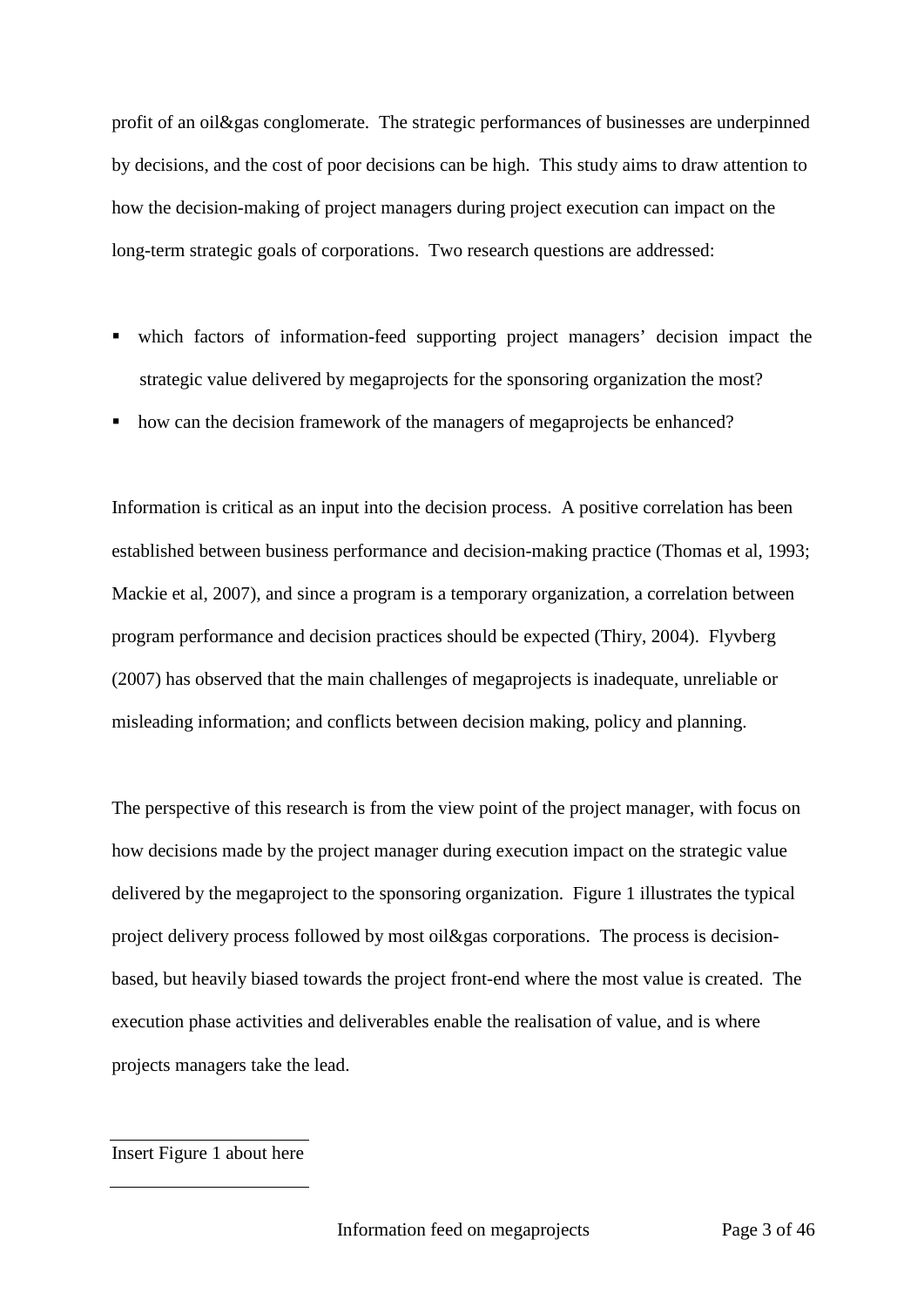profit of an oil&gas conglomerate. The strategic performances of businesses are underpinned by decisions, and the cost of poor decisions can be high. This study aims to draw attention to how the decision-making of project managers during project execution can impact on the long-term strategic goals of corporations. Two research questions are addressed:

- which factors of information-feed supporting project managers' decision impact the strategic value delivered by megaprojects for the sponsoring organization the most?
- how can the decision framework of the managers of megaprojects be enhanced?

Information is critical as an input into the decision process. A positive correlation has been established between business performance and decision-making practice (Thomas et al, 1993; Mackie et al, 2007), and since a program is a temporary organization, a correlation between program performance and decision practices should be expected (Thiry, 2004). Flyvberg (2007) has observed that the main challenges of megaprojects is inadequate, unreliable or misleading information; and conflicts between decision making, policy and planning.

The perspective of this research is from the view point of the project manager, with focus on how decisions made by the project manager during execution impact on the strategic value delivered by the megaproject to the sponsoring organization. Figure 1 illustrates the typical project delivery process followed by most oil&gas corporations. The process is decision-based, but heavily biased towards the project front-end where the most value is created. The execution phase activities and deliverables enable the realisation of value, and is where projects managers take the lead.

Insert Figure 1 about here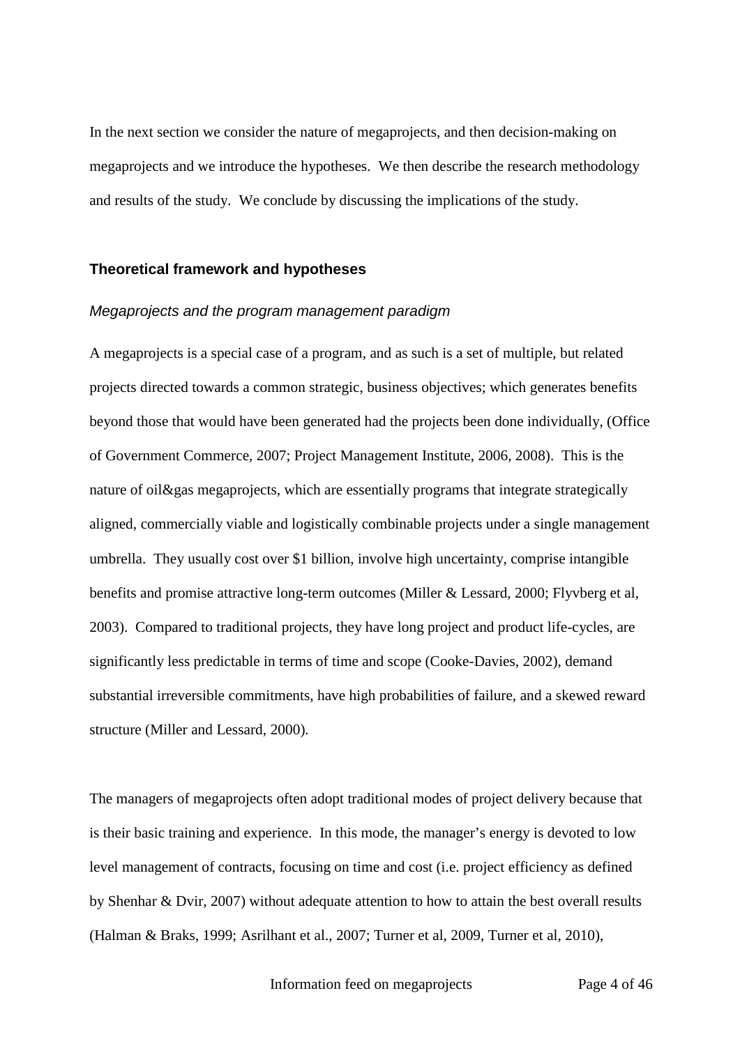In the next section we consider the nature of megaprojects, and then decision-making on megaprojects and we introduce the hypotheses. We then describe the research methodology and results of the study. We conclude by discussing the implications of the study.

## Theoretical framework and hypotheses

### *Megaprojects and the program management paradigm*

A megaprojects is a special case of a program, and as such is a set of multiple, but related projects directed towards a common strategic, business objectives; which generates benefits beyond those that would have been generated had the projects been done individually, (Office of Government Commerce, 2007; Project Management Institute, 2006, 2008). This is the nature of oil&gas megaprojects, which are essentially programs that integrate strategically aligned, commercially viable and logistically combinable projects under a single management umbrella. They usually cost over $1 billion, involve high uncertainty, comprise intangible benefits and promise attractive long-term outcomes (Miller & Lessard, 2000; Flyvberg et al, 2003). Compared to traditional projects, they have long project and product life-cycles, are significantly less predictable in terms of time and scope (Cooke-Davies, 2002), demand substantial irreversible commitments, have high probabilities of failure, and a skewed reward structure (Miller and Lessard, 2000).

The managers of megaprojects often adopt traditional modes of project delivery because that is their basic training and experience. In this mode, the manager's energy is devoted to low level management of contracts, focusing on time and cost (i.e. project efficiency as defined by Shenhar & Dvir, 2007) without adequate attention to how to attain the best overall results (Halman & Braks, 1999; Asrilhant et al., 2007; Turner et al, 2009, Turner et al, 2010),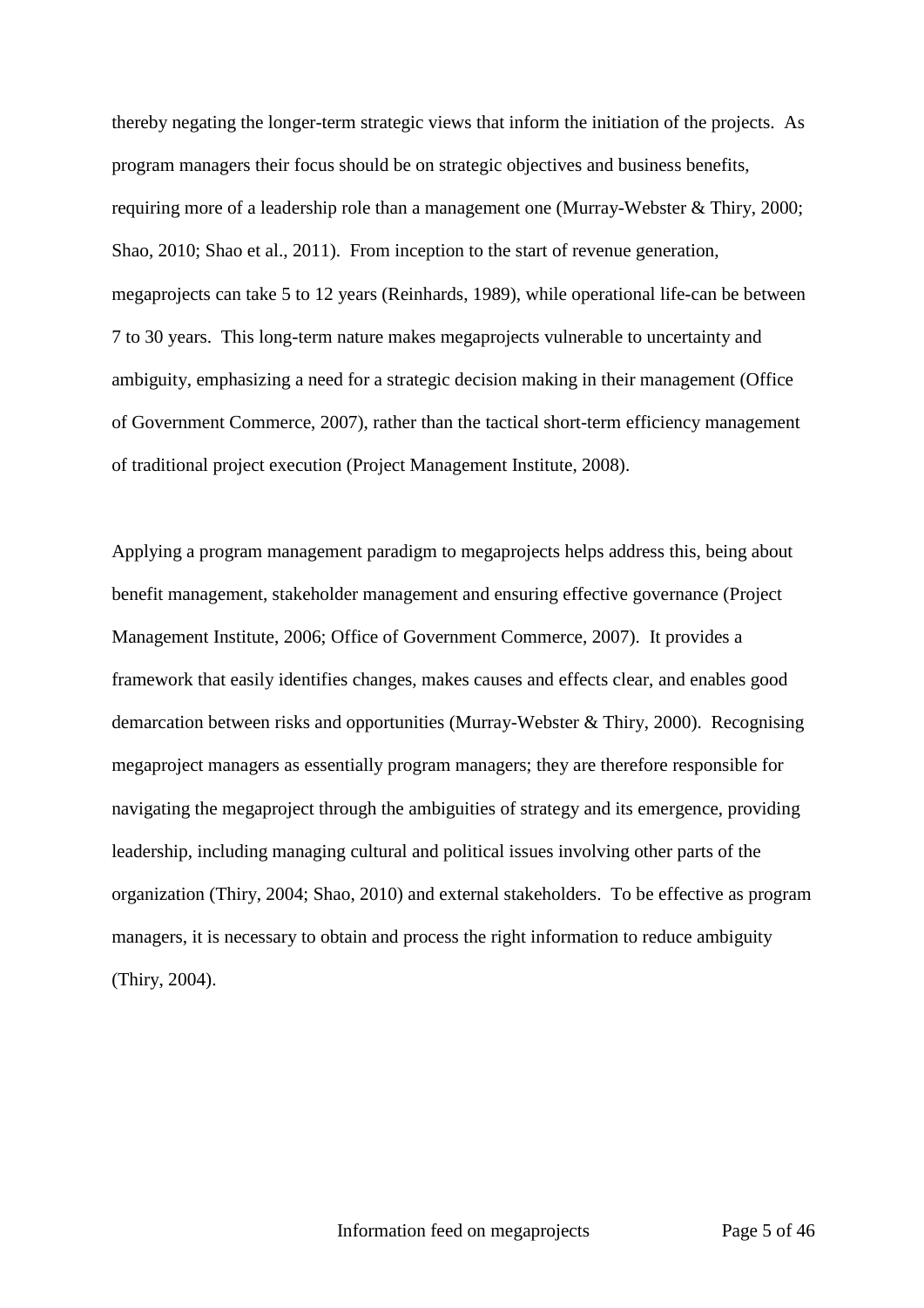thereby negating the longer-term strategic views that inform the initiation of the projects. As program managers their focus should be on strategic objectives and business benefits, requiring more of a leadership role than a management one (Murray-Webster & Thiry, 2000; Shao, 2010; Shao et al., 2011). From inception to the start of revenue generation, megaprojects can take 5 to 12 years (Reinhards, 1989), while operational life-can be between 7 to 30 years. This long-term nature makes megaprojects vulnerable to uncertainty and ambiguity, emphasizing a need for a strategic decision making in their management (Office of Government Commerce, 2007), rather than the tactical short-term efficiency management of traditional project execution (Project Management Institute, 2008).

Applying a program management paradigm to megaprojects helps address this, being about benefit management, stakeholder management and ensuring effective governance (Project Management Institute, 2006; Office of Government Commerce, 2007). It provides a framework that easily identifies changes, makes causes and effects clear, and enables good demarcation between risks and opportunities (Murray-Webster & Thiry, 2000). Recognising megaproject managers as essentially program managers; they are therefore responsible for navigating the megaproject through the ambiguities of strategy and its emergence, providing leadership, including managing cultural and political issues involving other parts of the organization (Thiry, 2004; Shao, 2010) and external stakeholders. To be effective as program managers, it is necessary to obtain and process the right information to reduce ambiguity (Thiry, 2004).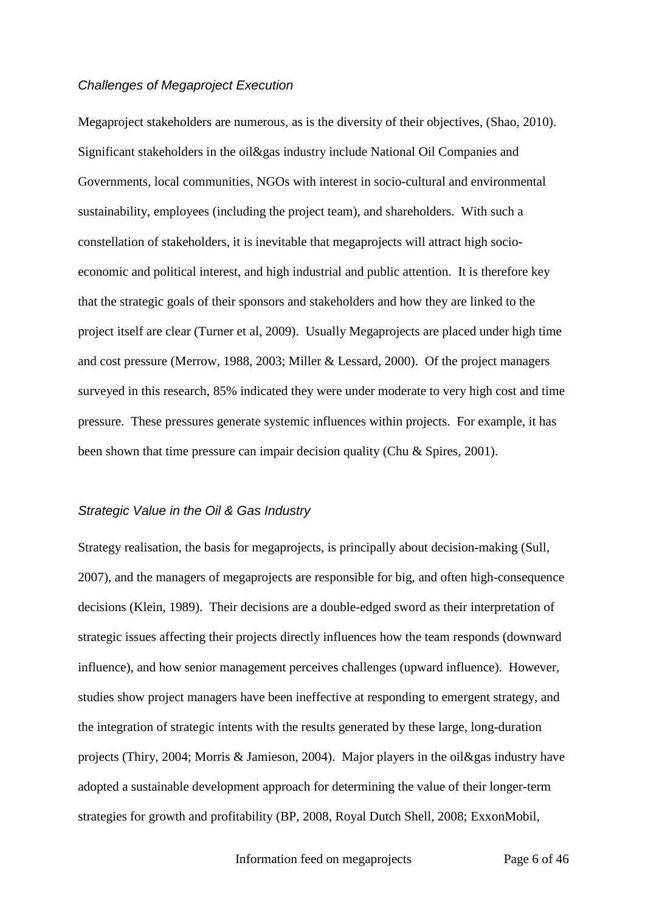### *Challenges of Megaproject Execution*

Megaproject stakeholders are numerous, as is the diversity of their objectives, (Shao, 2010). Significant stakeholders in the oil&gas industry include National Oil Companies and Governments, local communities, NGOs with interest in socio-cultural and environmental sustainability, employees (including the project team), and shareholders. With such a constellation of stakeholders, it is inevitable that megaprojects will attract high socio-economic and political interest, and high industrial and public attention. It is therefore key that the strategic goals of their sponsors and stakeholders and how they are linked to the project itself are clear (Turner et al, 2009). Usually Megaprojects are placed under high time and cost pressure (Merrow, 1988, 2003; Miller & Lessard, 2000). Of the project managers surveyed in this research, 85% indicated they were under moderate to very high cost and time pressure. These pressures generate systemic influences within projects. For example, it has been shown that time pressure can impair decision quality (Chu & Spires, 2001).

### *Strategic Value in the Oil & Gas Industry*

Strategy realisation, the basis for megaprojects, is principally about decision-making (Sull, 2007), and the managers of megaprojects are responsible for big, and often high-consequence decisions (Klein, 1989). Their decisions are a double-edged sword as their interpretation of strategic issues affecting their projects directly influences how the team responds (downward influence), and how senior management perceives challenges (upward influence). However, studies show project managers have been ineffective at responding to emergent strategy, and the integration of strategic intents with the results generated by these large, long-duration projects (Thiry, 2004; Morris & Jamieson, 2004). Major players in the oil&gas industry have adopted a sustainable development approach for determining the value of their longer-term strategies for growth and profitability (BP, 2008, Royal Dutch Shell, 2008; ExxonMobil,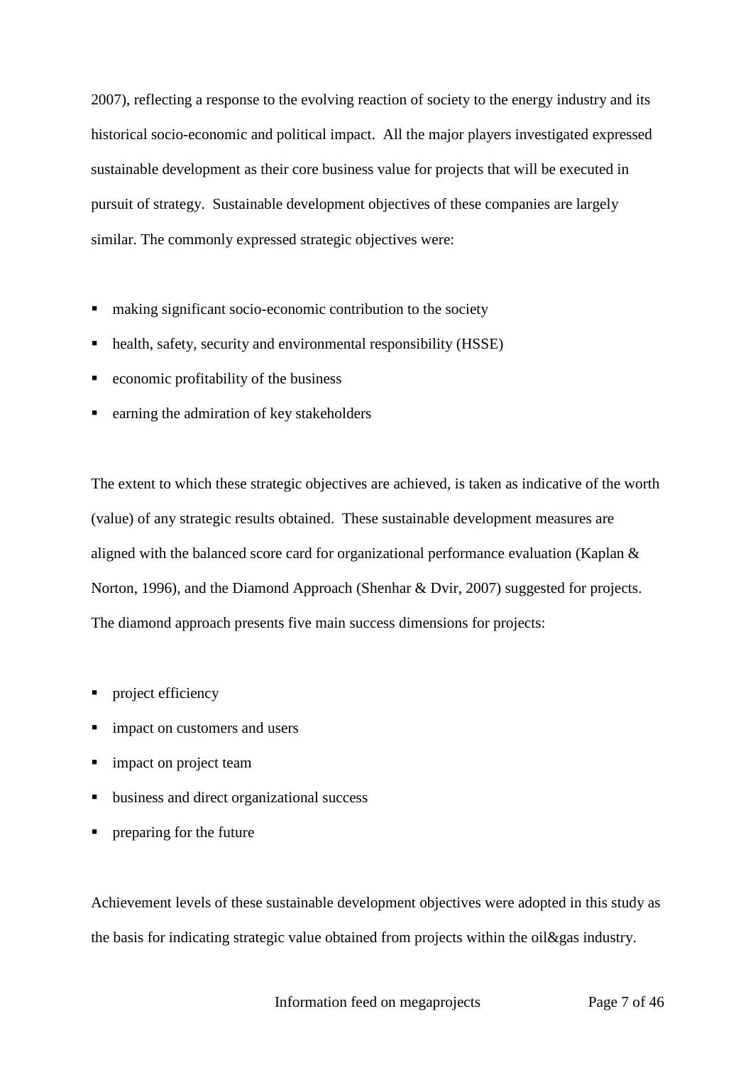2007), reflecting a response to the evolving reaction of society to the energy industry and its historical socio-economic and political impact. All the major players investigated expressed sustainable development as their core business value for projects that will be executed in pursuit of strategy. Sustainable development objectives of these companies are largely similar. The commonly expressed strategic objectives were:

- making significant socio-economic contribution to the society
- health, safety, security and environmental responsibility (HSSE)
- economic profitability of the business
- earning the admiration of key stakeholders

The extent to which these strategic objectives are achieved, is taken as indicative of the worth (value) of any strategic results obtained. These sustainable development measures are aligned with the balanced score card for organizational performance evaluation (Kaplan & Norton, 1996), and the Diamond Approach (Shenhar & Dvir, 2007) suggested for projects. The diamond approach presents five main success dimensions for projects:

- project efficiency
- impact on customers and users
- impact on project team
- business and direct organizational success
- preparing for the future

Achievement levels of these sustainable development objectives were adopted in this study as the basis for indicating strategic value obtained from projects within the oil&gas industry.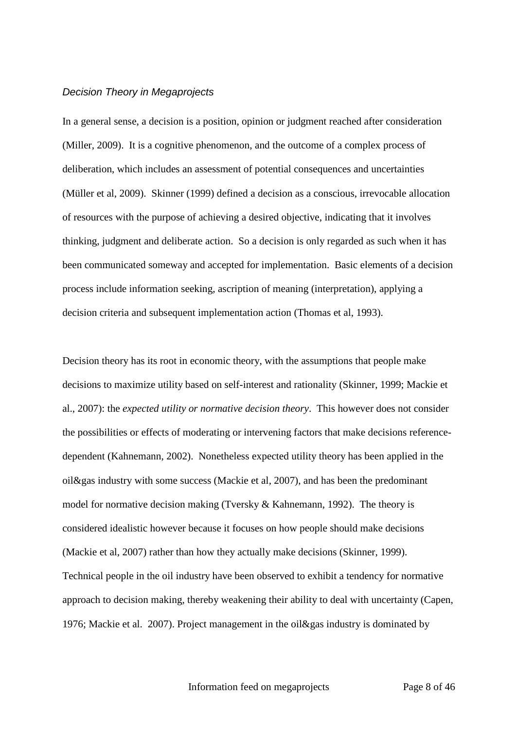*Decision Theory in Megaprojects*

In a general sense, a decision is a position, opinion or judgment reached after consideration (Miller, 2009). It is a cognitive phenomenon, and the outcome of a complex process of deliberation, which includes an assessment of potential consequences and uncertainties (Müller et al, 2009). Skinner (1999) defined a decision as a conscious, irrevocable allocation of resources with the purpose of achieving a desired objective, indicating that it involves thinking, judgment and deliberate action. So a decision is only regarded as such when it has been communicated someway and accepted for implementation. Basic elements of a decision process include information seeking, ascription of meaning (interpretation), applying a decision criteria and subsequent implementation action (Thomas et al, 1993).

Decision theory has its root in economic theory, with the assumptions that people make decisions to maximize utility based on self-interest and rationality (Skinner, 1999; Mackie et al., 2007): the *expected utility or normative decision theory*. This however does not consider the possibilities or effects of moderating or intervening factors that make decisions reference-dependent (Kahnemann, 2002). Nonetheless expected utility theory has been applied in the oil&gas industry with some success (Mackie et al, 2007), and has been the predominant model for normative decision making (Tversky & Kahnemann, 1992). The theory is considered idealistic however because it focuses on how people should make decisions (Mackie et al, 2007) rather than how they actually make decisions (Skinner, 1999). Technical people in the oil industry have been observed to exhibit a tendency for normative approach to decision making, thereby weakening their ability to deal with uncertainty (Capen, 1976; Mackie et al. 2007). Project management in the oil&gas industry is dominated by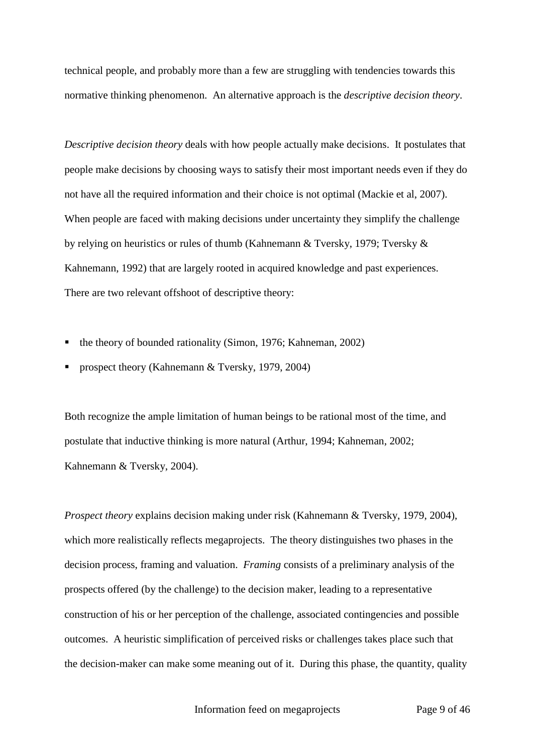technical people, and probably more than a few are struggling with tendencies towards this normative thinking phenomenon. An alternative approach is the *descriptive decision theory*.

*Descriptive decision theory* deals with how people actually make decisions. It postulates that people make decisions by choosing ways to satisfy their most important needs even if they do not have all the required information and their choice is not optimal (Mackie et al, 2007). When people are faced with making decisions under uncertainty they simplify the challenge by relying on heuristics or rules of thumb (Kahnemann & Tversky, 1979; Tversky & Kahnemann, 1992) that are largely rooted in acquired knowledge and past experiences. There are two relevant offshoot of descriptive theory:

- the theory of bounded rationality (Simon, 1976; Kahneman, 2002)
- prospect theory (Kahnemann & Tversky, 1979, 2004)

Both recognize the ample limitation of human beings to be rational most of the time, and postulate that inductive thinking is more natural (Arthur, 1994; Kahneman, 2002; Kahnemann & Tversky, 2004).

*Prospect theory* explains decision making under risk (Kahnemann & Tversky, 1979, 2004), which more realistically reflects megaprojects. The theory distinguishes two phases in the decision process, framing and valuation. *Framing* consists of a preliminary analysis of the prospects offered (by the challenge) to the decision maker, leading to a representative construction of his or her perception of the challenge, associated contingencies and possible outcomes. A heuristic simplification of perceived risks or challenges takes place such that the decision-maker can make some meaning out of it. During this phase, the quantity, quality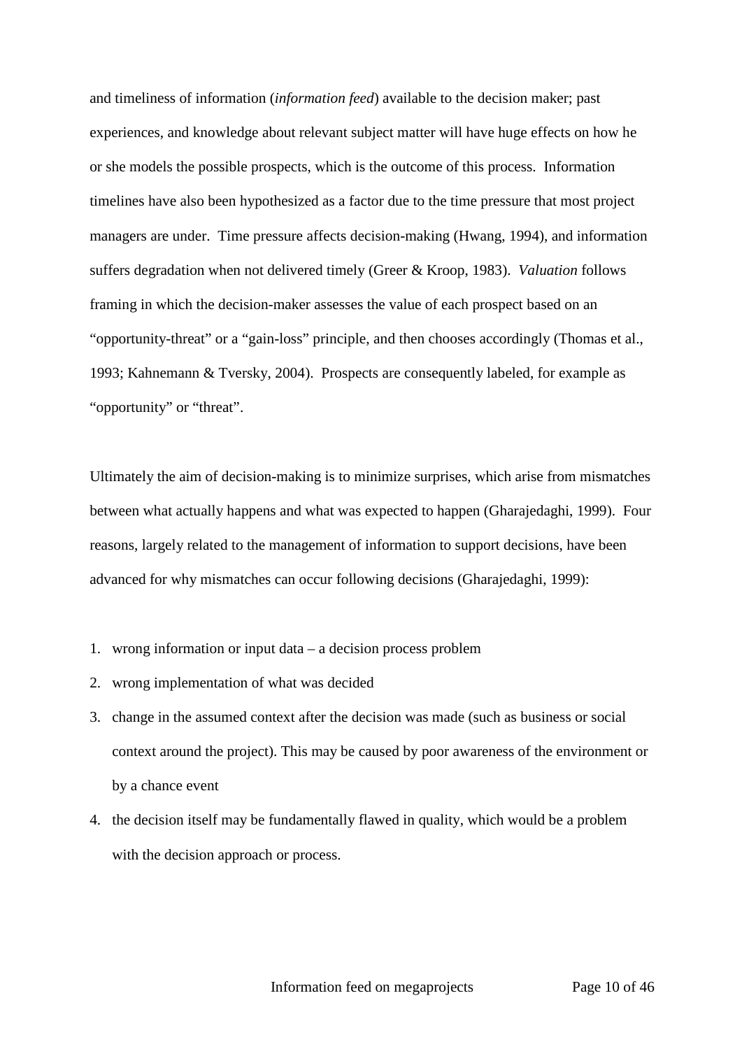and timeliness of information (*information feed*) available to the decision maker; past experiences, and knowledge about relevant subject matter will have huge effects on how he or she models the possible prospects, which is the outcome of this process. Information timelines have also been hypothesized as a factor due to the time pressure that most project managers are under. Time pressure affects decision-making (Hwang, 1994), and information suffers degradation when not delivered timely (Greer & Kroop, 1983). *Valuation* follows framing in which the decision-maker assesses the value of each prospect based on an "opportunity-threat" or a "gain-loss" principle, and then chooses accordingly (Thomas et al., 1993; Kahnemann & Tversky, 2004). Prospects are consequently labeled, for example as "opportunity" or "threat".

Ultimately the aim of decision-making is to minimize surprises, which arise from mismatches between what actually happens and what was expected to happen (Gharajedaghi, 1999). Four reasons, largely related to the management of information to support decisions, have been advanced for why mismatches can occur following decisions (Gharajedaghi, 1999):

1. wrong information or input data – a decision process problem
2. wrong implementation of what was decided
3. change in the assumed context after the decision was made (such as business or social context around the project). This may be caused by poor awareness of the environment or by a chance event
4. the decision itself may be fundamentally flawed in quality, which would be a problem with the decision approach or process.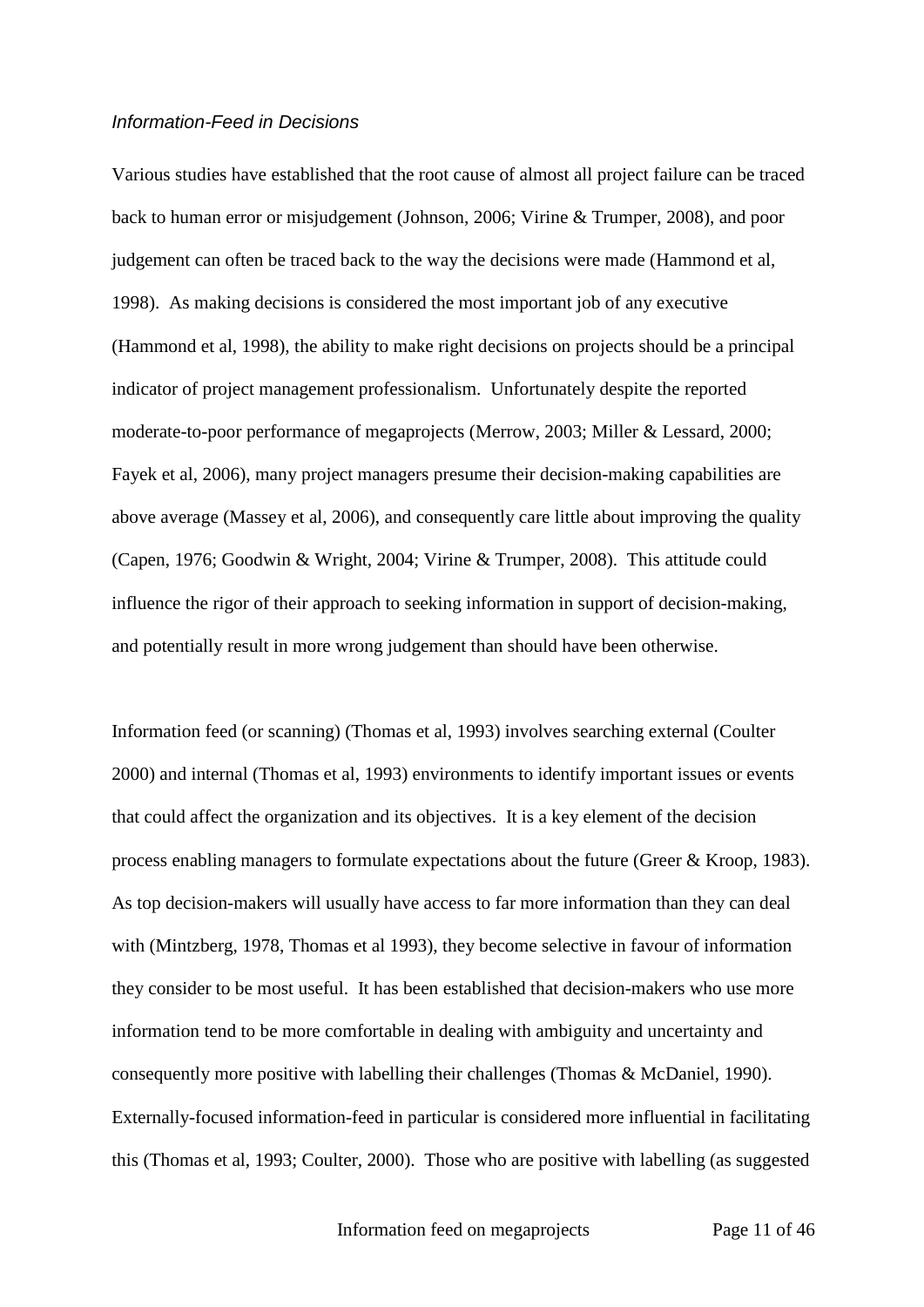### *Information-Feed in Decisions*

Various studies have established that the root cause of almost all project failure can be traced back to human error or misjudgement (Johnson, 2006; Virine & Trumper, 2008), and poor judgement can often be traced back to the way the decisions were made (Hammond et al, 1998). As making decisions is considered the most important job of any executive (Hammond et al, 1998), the ability to make right decisions on projects should be a principal indicator of project management professionalism. Unfortunately despite the reported moderate-to-poor performance of megaprojects (Merrow, 2003; Miller & Lessard, 2000; Fayek et al, 2006), many project managers presume their decision-making capabilities are above average (Massey et al, 2006), and consequently care little about improving the quality (Capen, 1976; Goodwin & Wright, 2004; Virine & Trumper, 2008). This attitude could influence the rigor of their approach to seeking information in support of decision-making, and potentially result in more wrong judgement than should have been otherwise.

Information feed (or scanning) (Thomas et al, 1993) involves searching external (Coulter 2000) and internal (Thomas et al, 1993) environments to identify important issues or events that could affect the organization and its objectives. It is a key element of the decision process enabling managers to formulate expectations about the future (Greer & Kroop, 1983). As top decision-makers will usually have access to far more information than they can deal with (Mintzberg, 1978, Thomas et al 1993), they become selective in favour of information they consider to be most useful. It has been established that decision-makers who use more information tend to be more comfortable in dealing with ambiguity and uncertainty and consequently more positive with labelling their challenges (Thomas & McDaniel, 1990). Externally-focused information-feed in particular is considered more influential in facilitating this (Thomas et al, 1993; Coulter, 2000). Those who are positive with labelling (as suggested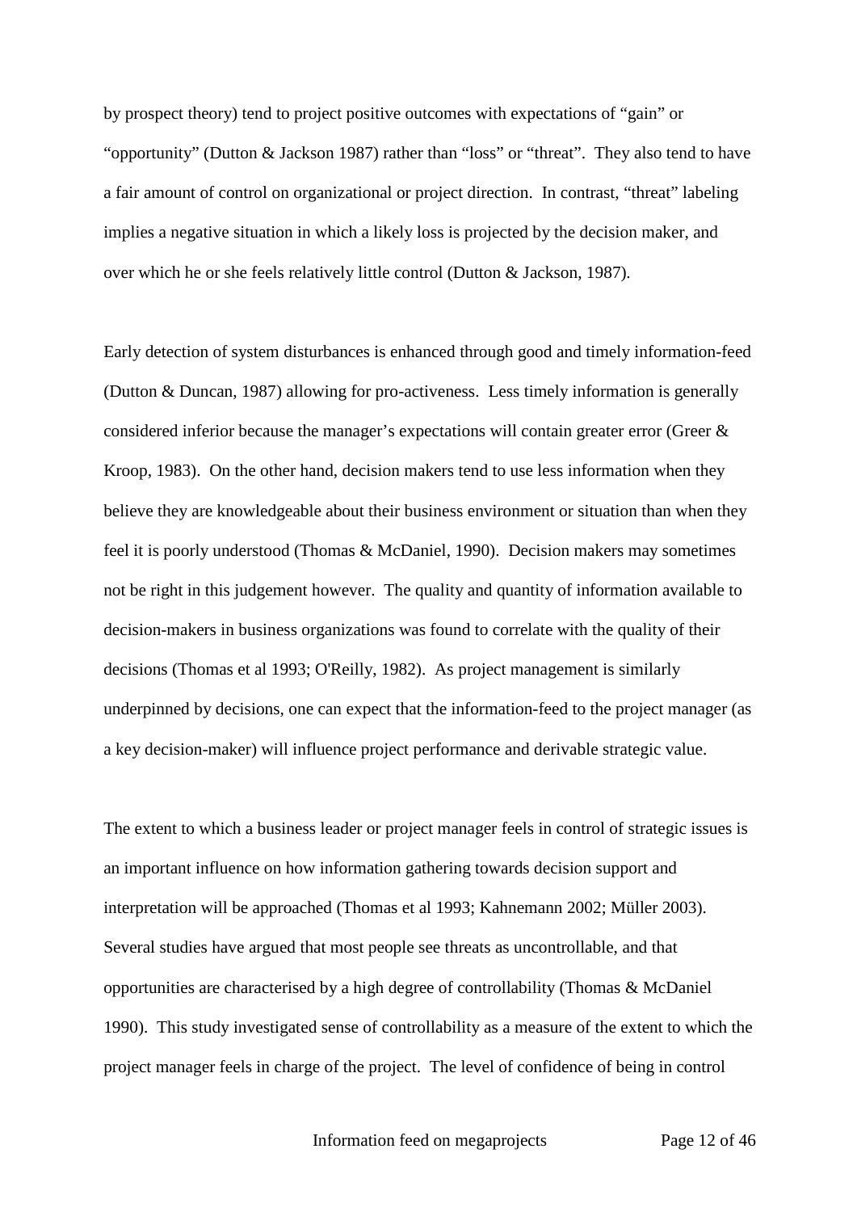by prospect theory) tend to project positive outcomes with expectations of "gain" or "opportunity" (Dutton & Jackson 1987) rather than "loss" or "threat". They also tend to have a fair amount of control on organizational or project direction. In contrast, "threat" labeling implies a negative situation in which a likely loss is projected by the decision maker, and over which he or she feels relatively little control (Dutton & Jackson, 1987).

Early detection of system disturbances is enhanced through good and timely information-feed (Dutton & Duncan, 1987) allowing for pro-activeness. Less timely information is generally considered inferior because the manager's expectations will contain greater error (Greer & Kroop, 1983). On the other hand, decision makers tend to use less information when they believe they are knowledgeable about their business environment or situation than when they feel it is poorly understood (Thomas & McDaniel, 1990). Decision makers may sometimes not be right in this judgement however. The quality and quantity of information available to decision-makers in business organizations was found to correlate with the quality of their decisions (Thomas et al 1993; O'Reilly, 1982). As project management is similarly underpinned by decisions, one can expect that the information-feed to the project manager (as a key decision-maker) will influence project performance and derivable strategic value.

The extent to which a business leader or project manager feels in control of strategic issues is an important influence on how information gathering towards decision support and interpretation will be approached (Thomas et al 1993; Kahnemann 2002; Müller 2003). Several studies have argued that most people see threats as uncontrollable, and that opportunities are characterised by a high degree of controllability (Thomas & McDaniel 1990). This study investigated sense of controllability as a measure of the extent to which the project manager feels in charge of the project. The level of confidence of being in control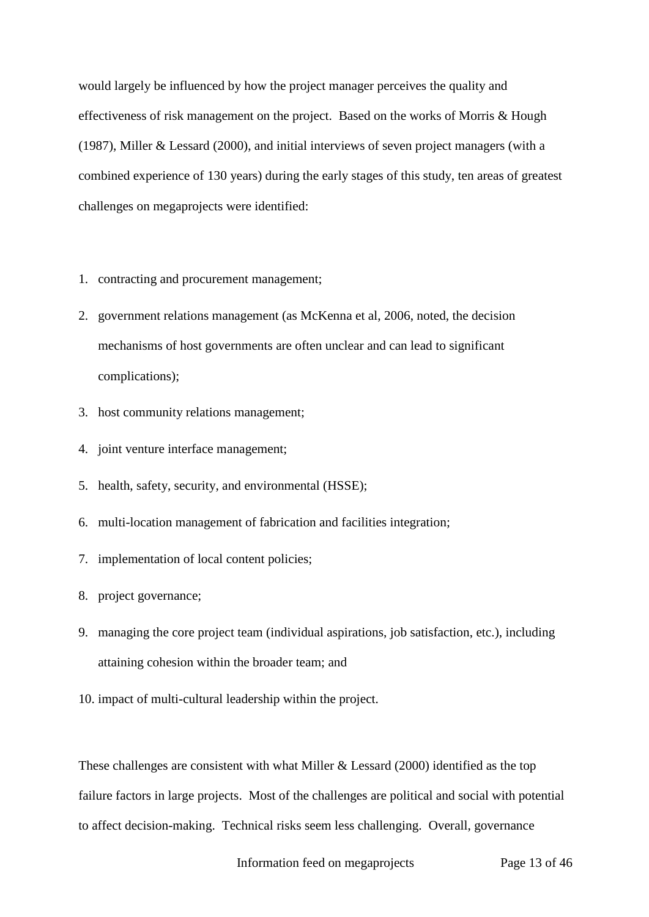would largely be influenced by how the project manager perceives the quality and effectiveness of risk management on the project. Based on the works of Morris & Hough (1987), Miller & Lessard (2000), and initial interviews of seven project managers (with a combined experience of 130 years) during the early stages of this study, ten areas of greatest challenges on megaprojects were identified:

1. contracting and procurement management;
2. government relations management (as McKenna et al, 2006, noted, the decision mechanisms of host governments are often unclear and can lead to significant complications);
3. host community relations management;
4. joint venture interface management;
5. health, safety, security, and environmental (HSSE);
6. multi-location management of fabrication and facilities integration;
7. implementation of local content policies;
8. project governance;
9. managing the core project team (individual aspirations, job satisfaction, etc.), including attaining cohesion within the broader team; and
10. impact of multi-cultural leadership within the project.

These challenges are consistent with what Miller & Lessard (2000) identified as the top failure factors in large projects. Most of the challenges are political and social with potential to affect decision-making. Technical risks seem less challenging. Overall, governance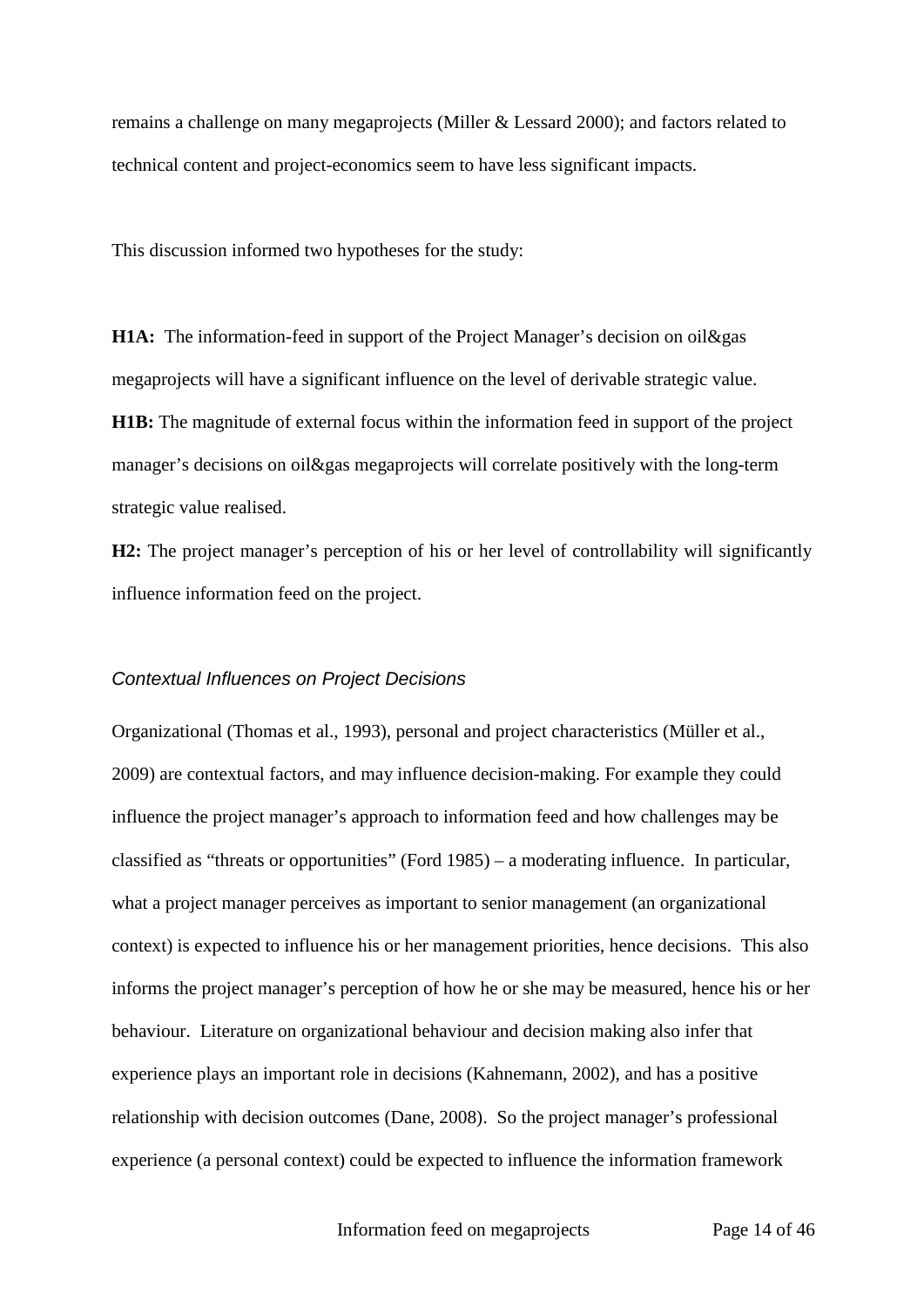remains a challenge on many megaprojects (Miller & Lessard 2000); and factors related to technical content and project-economics seem to have less significant impacts.

This discussion informed two hypotheses for the study:

**H1A:** The information-feed in support of the Project Manager's decision on oil&gas megaprojects will have a significant influence on the level of derivable strategic value.

**H1B:** The magnitude of external focus within the information feed in support of the project manager's decisions on oil&gas megaprojects will correlate positively with the long-term strategic value realised.

**H2:** The project manager's perception of his or her level of controllability will significantly influence information feed on the project.

### *Contextual Influences on Project Decisions*

Organizational (Thomas et al., 1993), personal and project characteristics (Müller et al., 2009) are contextual factors, and may influence decision-making. For example they could influence the project manager's approach to information feed and how challenges may be classified as "threats or opportunities" (Ford 1985) – a moderating influence. In particular, what a project manager perceives as important to senior management (an organizational context) is expected to influence his or her management priorities, hence decisions. This also informs the project manager's perception of how he or she may be measured, hence his or her behaviour. Literature on organizational behaviour and decision making also infer that experience plays an important role in decisions (Kahnemann, 2002), and has a positive relationship with decision outcomes (Dane, 2008). So the project manager's professional experience (a personal context) could be expected to influence the information framework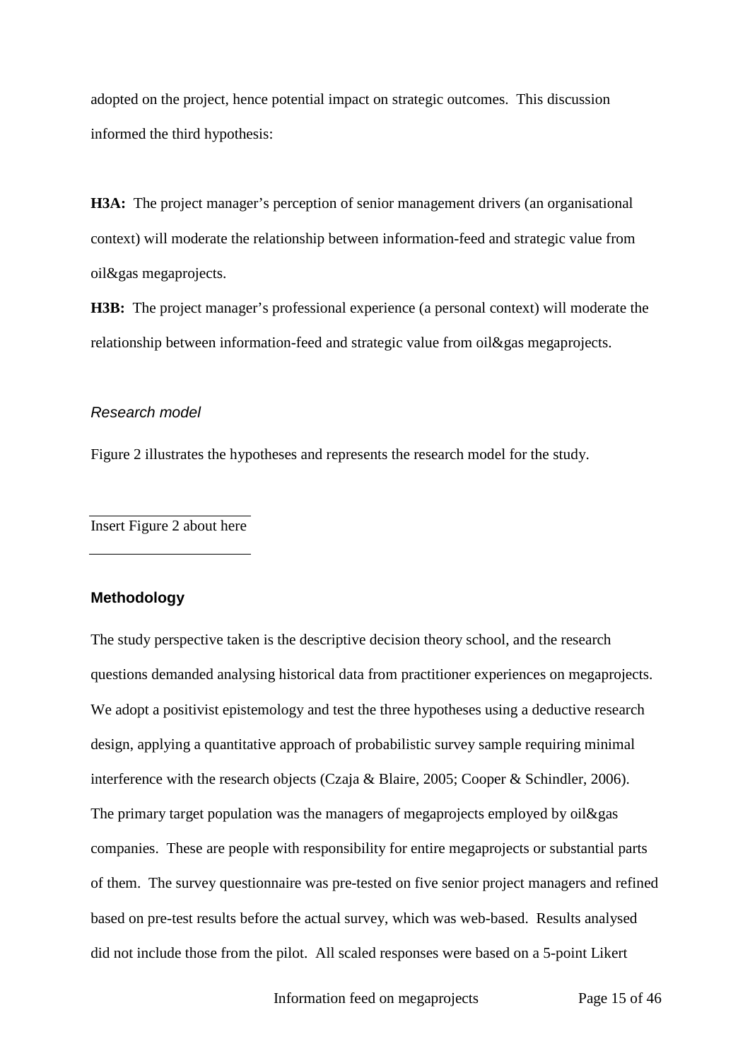adopted on the project, hence potential impact on strategic outcomes. This discussion informed the third hypothesis:

**H3A:** The project manager's perception of senior management drivers (an organisational context) will moderate the relationship between information-feed and strategic value from oil&gas megaprojects.

**H3B:** The project manager's professional experience (a personal context) will moderate the relationship between information-feed and strategic value from oil&gas megaprojects.

### *Research model*

Figure 2 illustrates the hypotheses and represents the research model for the study.

Insert Figure 2 about here

## Methodology

The study perspective taken is the descriptive decision theory school, and the research questions demanded analysing historical data from practitioner experiences on megaprojects. We adopt a positivist epistemology and test the three hypotheses using a deductive research design, applying a quantitative approach of probabilistic survey sample requiring minimal interference with the research objects (Czaja & Blaire, 2005; Cooper & Schindler, 2006). The primary target population was the managers of megaprojects employed by oil&gas companies. These are people with responsibility for entire megaprojects or substantial parts of them. The survey questionnaire was pre-tested on five senior project managers and refined based on pre-test results before the actual survey, which was web-based. Results analysed did not include those from the pilot. All scaled responses were based on a 5-point Likert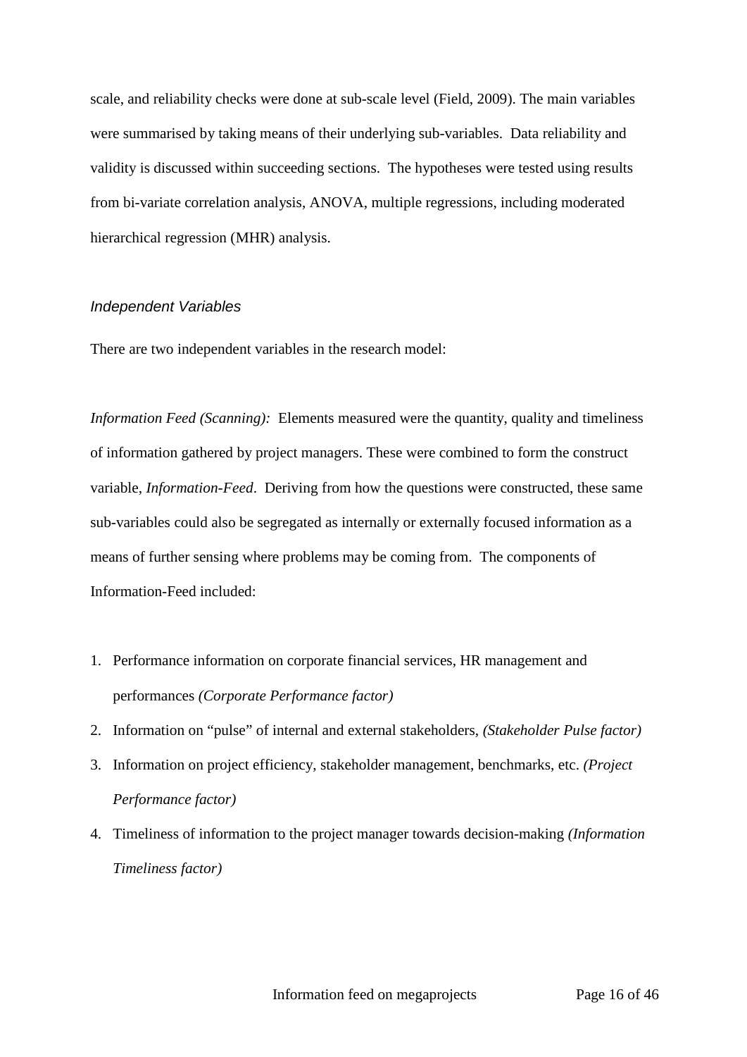scale, and reliability checks were done at sub-scale level (Field, 2009). The main variables were summarised by taking means of their underlying sub-variables. Data reliability and validity is discussed within succeeding sections. The hypotheses were tested using results from bi-variate correlation analysis, ANOVA, multiple regressions, including moderated hierarchical regression (MHR) analysis.

### *Independent Variables*

There are two independent variables in the research model:

*Information Feed (Scanning):* Elements measured were the quantity, quality and timeliness of information gathered by project managers. These were combined to form the construct variable, *Information-Feed*. Deriving from how the questions were constructed, these same sub-variables could also be segregated as internally or externally focused information as a means of further sensing where problems may be coming from. The components of Information-Feed included:

1. Performance information on corporate financial services, HR management and performances *(Corporate Performance factor)*
2. Information on "pulse" of internal and external stakeholders, *(Stakeholder Pulse factor)*
3. Information on project efficiency, stakeholder management, benchmarks, etc. *(Project Performance factor)*
4. Timeliness of information to the project manager towards decision-making *(Information Timeliness factor)*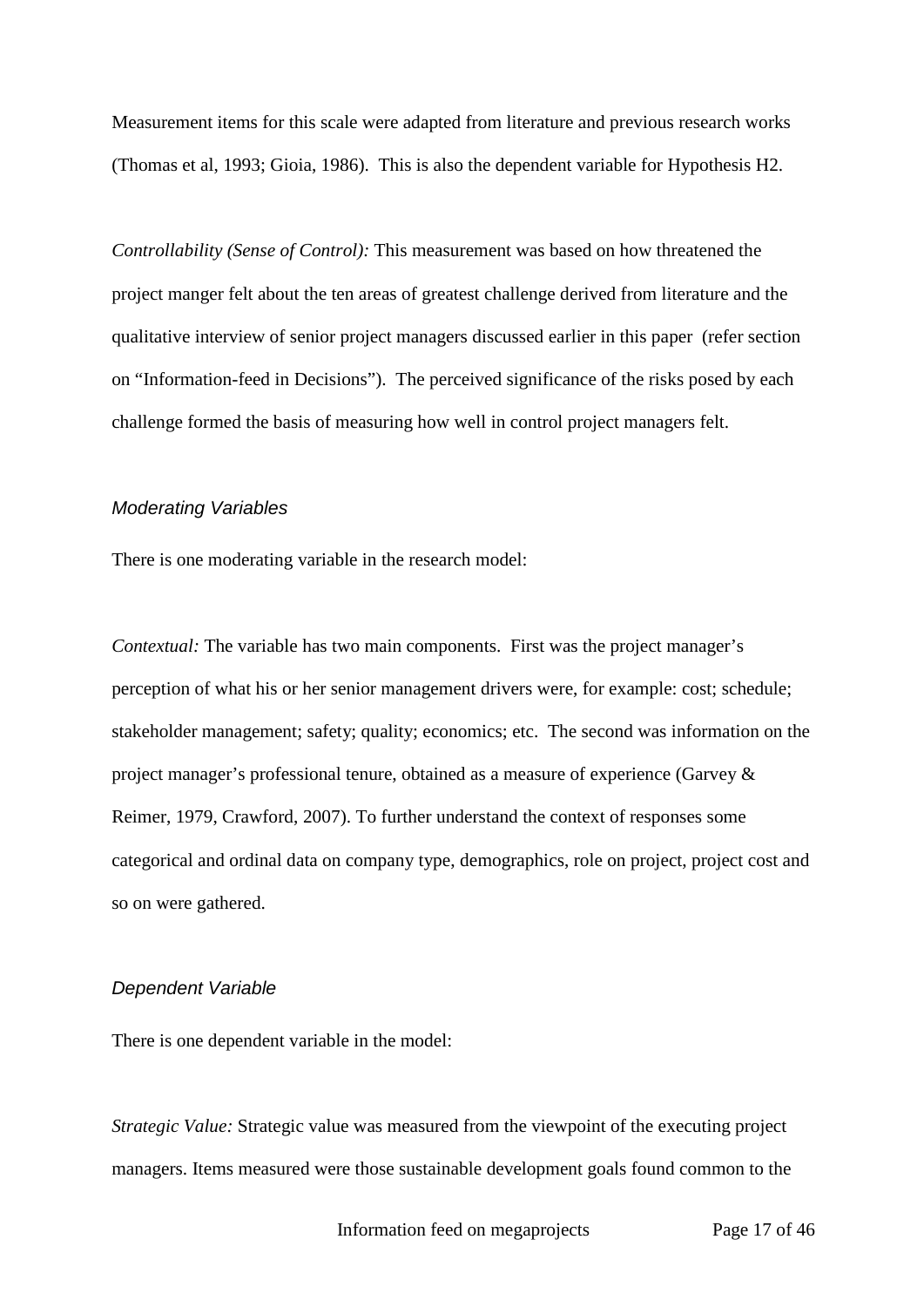Measurement items for this scale were adapted from literature and previous research works (Thomas et al, 1993; Gioia, 1986). This is also the dependent variable for Hypothesis H2.

*Controllability (Sense of Control):* This measurement was based on how threatened the project manger felt about the ten areas of greatest challenge derived from literature and the qualitative interview of senior project managers discussed earlier in this paper (refer section on "Information-feed in Decisions"). The perceived significance of the risks posed by each challenge formed the basis of measuring how well in control project managers felt.

### *Moderating Variables*

There is one moderating variable in the research model:

*Contextual:* The variable has two main components. First was the project manager's perception of what his or her senior management drivers were, for example: cost; schedule; stakeholder management; safety; quality; economics; etc. The second was information on the project manager's professional tenure, obtained as a measure of experience (Garvey & Reimer, 1979, Crawford, 2007). To further understand the context of responses some categorical and ordinal data on company type, demographics, role on project, project cost and so on were gathered.

### *Dependent Variable*

There is one dependent variable in the model:

*Strategic Value:* Strategic value was measured from the viewpoint of the executing project managers. Items measured were those sustainable development goals found common to the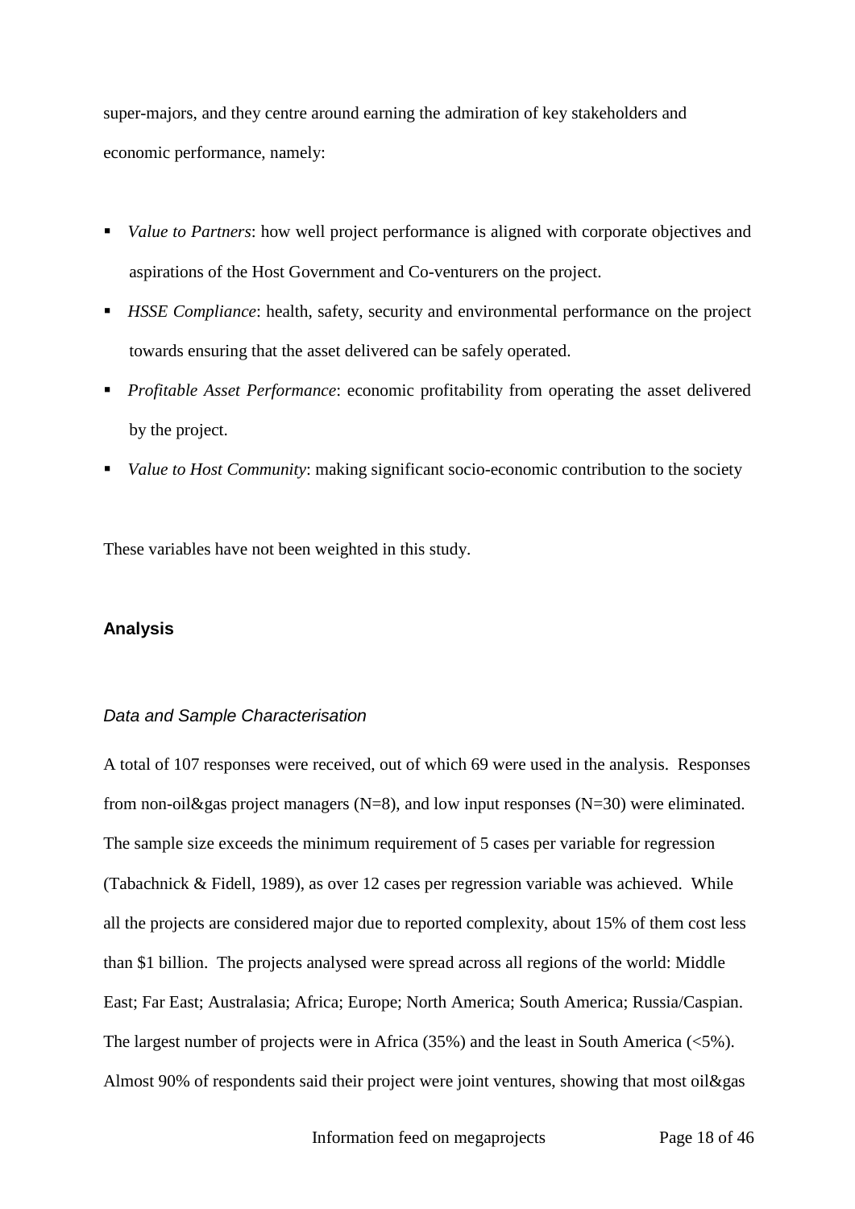super-majors, and they centre around earning the admiration of key stakeholders and economic performance, namely:

- *Value to Partners*: how well project performance is aligned with corporate objectives and aspirations of the Host Government and Co-venturers on the project.
- *HSSE Compliance*: health, safety, security and environmental performance on the project towards ensuring that the asset delivered can be safely operated.
- *Profitable Asset Performance*: economic profitability from operating the asset delivered by the project.
- *Value to Host Community*: making significant socio-economic contribution to the society

These variables have not been weighted in this study.

## Analysis

### *Data and Sample Characterisation*

A total of 107 responses were received, out of which 69 were used in the analysis. Responses from non-oil&gas project managers (N=8), and low input responses (N=30) were eliminated. The sample size exceeds the minimum requirement of 5 cases per variable for regression (Tabachnick & Fidell, 1989), as over 12 cases per regression variable was achieved. While all the projects are considered major due to reported complexity, about 15% of them cost less than $1 billion. The projects analysed were spread across all regions of the world: Middle East; Far East; Australasia; Africa; Europe; North America; South America; Russia/Caspian. The largest number of projects were in Africa (35%) and the least in South America (<5%). Almost 90% of respondents said their project were joint ventures, showing that most oil&gas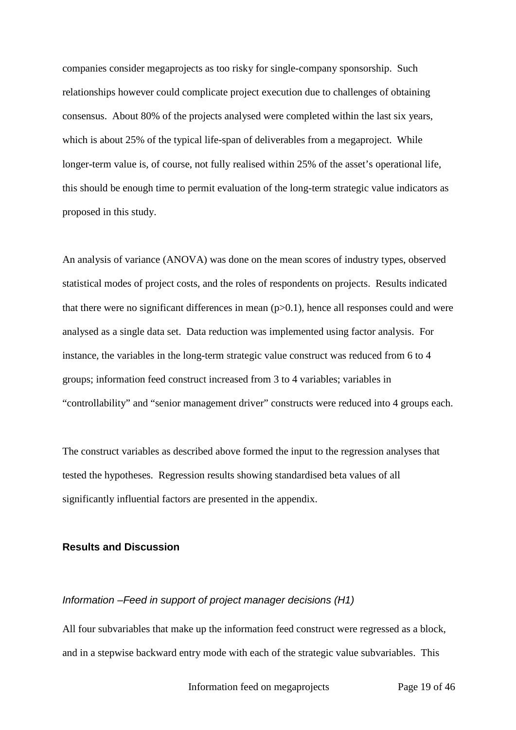companies consider megaprojects as too risky for single-company sponsorship. Such relationships however could complicate project execution due to challenges of obtaining consensus. About 80% of the projects analysed were completed within the last six years, which is about 25% of the typical life-span of deliverables from a megaproject. While longer-term value is, of course, not fully realised within 25% of the asset's operational life, this should be enough time to permit evaluation of the long-term strategic value indicators as proposed in this study.

An analysis of variance (ANOVA) was done on the mean scores of industry types, observed statistical modes of project costs, and the roles of respondents on projects. Results indicated that there were no significant differences in mean ($p>0.1$), hence all responses could and were analysed as a single data set. Data reduction was implemented using factor analysis. For instance, the variables in the long-term strategic value construct was reduced from 6 to 4 groups; information feed construct increased from 3 to 4 variables; variables in "controllability" and "senior management driver" constructs were reduced into 4 groups each.

The construct variables as described above formed the input to the regression analyses that tested the hypotheses. Regression results showing standardised beta values of all significantly influential factors are presented in the appendix.

## Results and Discussion

### *Information –Feed in support of project manager decisions (H1)*

All four subvariables that make up the information feed construct were regressed as a block, and in a stepwise backward entry mode with each of the strategic value subvariables. This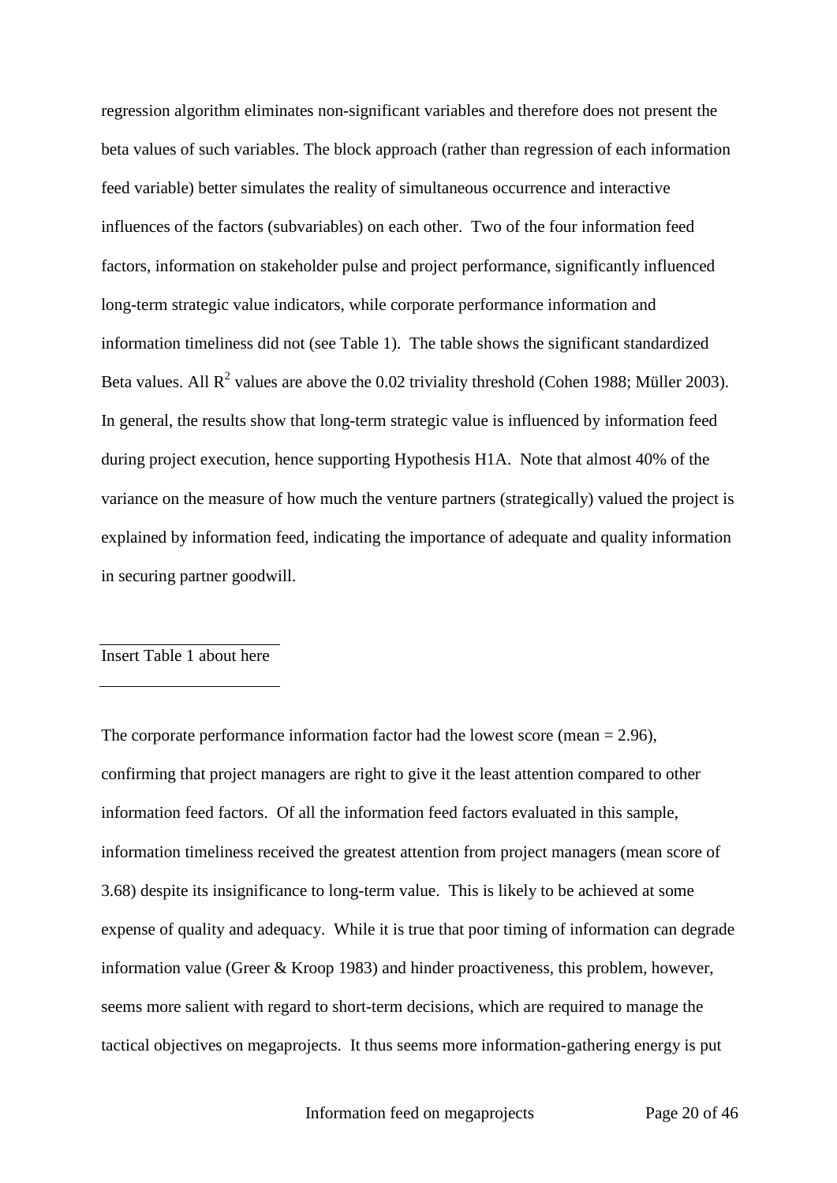regression algorithm eliminates non-significant variables and therefore does not present the beta values of such variables. The block approach (rather than regression of each information feed variable) better simulates the reality of simultaneous occurrence and interactive influences of the factors (subvariables) on each other. Two of the four information feed factors, information on stakeholder pulse and project performance, significantly influenced long-term strategic value indicators, while corporate performance information and information timeliness did not (see Table 1). The table shows the significant standardized Beta values. All $R^2$ values are above the 0.02 triviality threshold (Cohen 1988; Müller 2003). In general, the results show that long-term strategic value is influenced by information feed during project execution, hence supporting Hypothesis H1A. Note that almost 40% of the variance on the measure of how much the venture partners (strategically) valued the project is explained by information feed, indicating the importance of adequate and quality information in securing partner goodwill.

Insert Table 1 about here

The corporate performance information factor had the lowest score (mean = 2.96), confirming that project managers are right to give it the least attention compared to other information feed factors. Of all the information feed factors evaluated in this sample, information timeliness received the greatest attention from project managers (mean score of 3.68) despite its insignificance to long-term value. This is likely to be achieved at some expense of quality and adequacy. While it is true that poor timing of information can degrade information value (Greer & Kroop 1983) and hinder proactiveness, this problem, however, seems more salient with regard to short-term decisions, which are required to manage the tactical objectives on megaprojects. It thus seems more information-gathering energy is put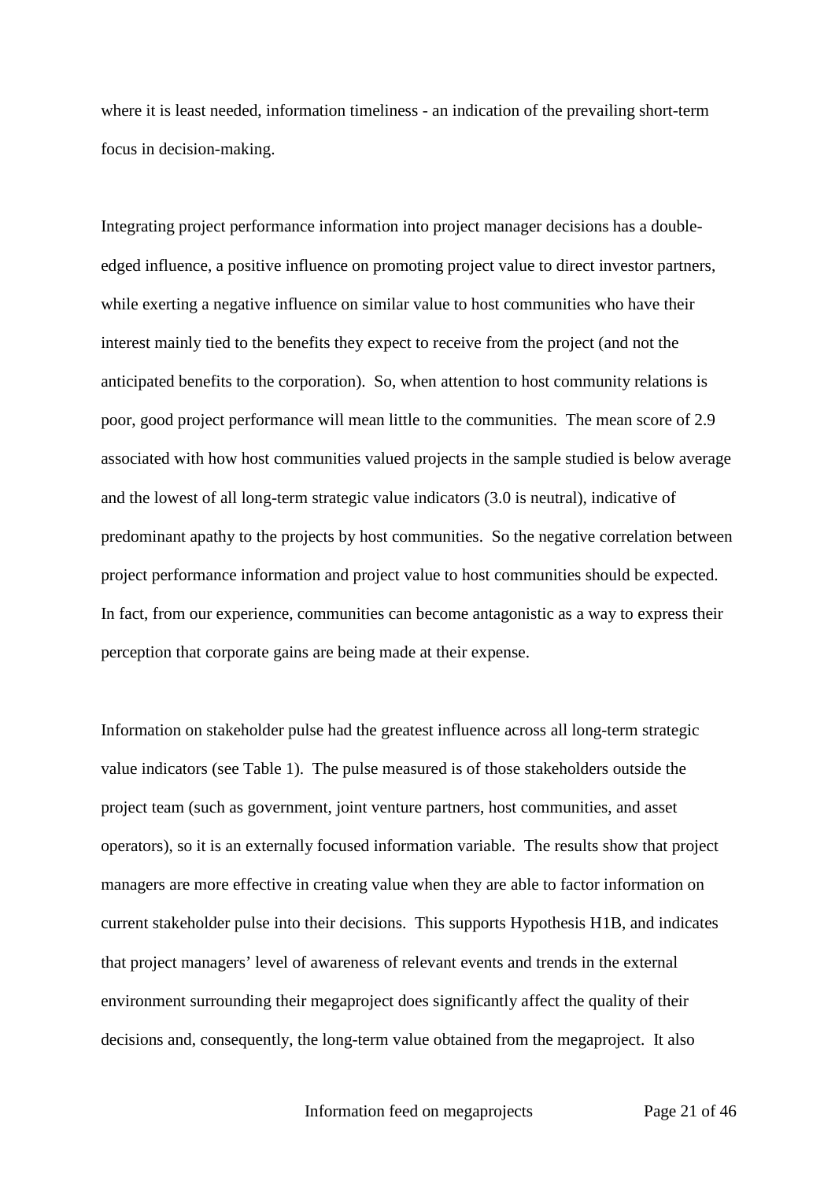where it is least needed, information timeliness - an indication of the prevailing short-term focus in decision-making.

Integrating project performance information into project manager decisions has a double-edged influence, a positive influence on promoting project value to direct investor partners, while exerting a negative influence on similar value to host communities who have their interest mainly tied to the benefits they expect to receive from the project (and not the anticipated benefits to the corporation). So, when attention to host community relations is poor, good project performance will mean little to the communities. The mean score of 2.9 associated with how host communities valued projects in the sample studied is below average and the lowest of all long-term strategic value indicators (3.0 is neutral), indicative of predominant apathy to the projects by host communities. So the negative correlation between project performance information and project value to host communities should be expected. In fact, from our experience, communities can become antagonistic as a way to express their perception that corporate gains are being made at their expense.

Information on stakeholder pulse had the greatest influence across all long-term strategic value indicators (see Table 1). The pulse measured is of those stakeholders outside the project team (such as government, joint venture partners, host communities, and asset operators), so it is an externally focused information variable. The results show that project managers are more effective in creating value when they are able to factor information on current stakeholder pulse into their decisions. This supports Hypothesis H1B, and indicates that project managers' level of awareness of relevant events and trends in the external environment surrounding their megaproject does significantly affect the quality of their decisions and, consequently, the long-term value obtained from the megaproject. It also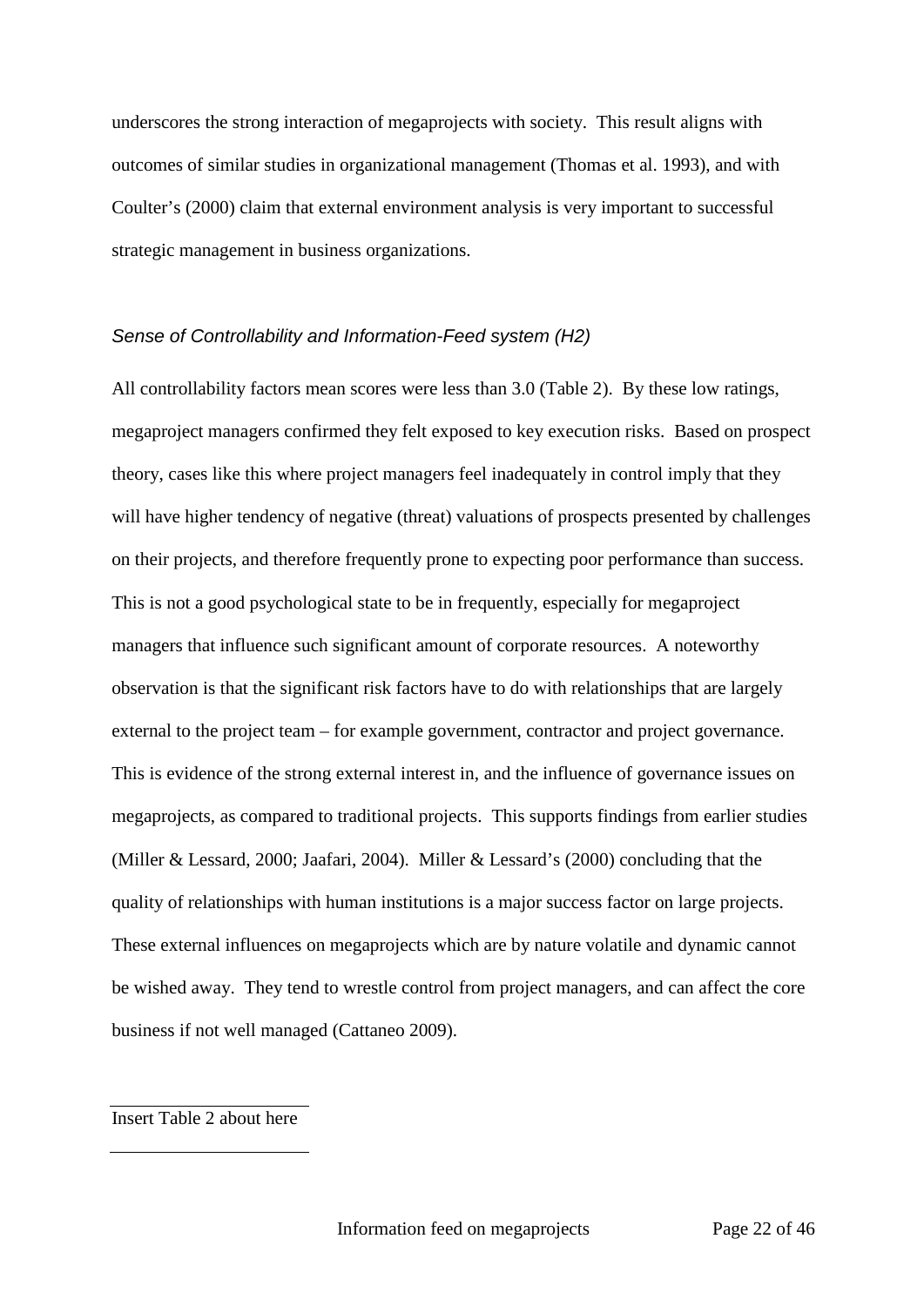underscores the strong interaction of megaprojects with society. This result aligns with outcomes of similar studies in organizational management (Thomas et al. 1993), and with Coulter's (2000) claim that external environment analysis is very important to successful strategic management in business organizations.

### *Sense of Controllability and Information-Feed system (H2)*

All controllability factors mean scores were less than 3.0 (Table 2). By these low ratings, megaproject managers confirmed they felt exposed to key execution risks. Based on prospect theory, cases like this where project managers feel inadequately in control imply that they will have higher tendency of negative (threat) valuations of prospects presented by challenges on their projects, and therefore frequently prone to expecting poor performance than success. This is not a good psychological state to be in frequently, especially for megaproject managers that influence such significant amount of corporate resources. A noteworthy observation is that the significant risk factors have to do with relationships that are largely external to the project team – for example government, contractor and project governance. This is evidence of the strong external interest in, and the influence of governance issues on megaprojects, as compared to traditional projects. This supports findings from earlier studies (Miller & Lessard, 2000; Jaafari, 2004). Miller & Lessard's (2000) concluding that the quality of relationships with human institutions is a major success factor on large projects. These external influences on megaprojects which are by nature volatile and dynamic cannot be wished away. They tend to wrestle control from project managers, and can affect the core business if not well managed (Cattaneo 2009).

Insert Table 2 about here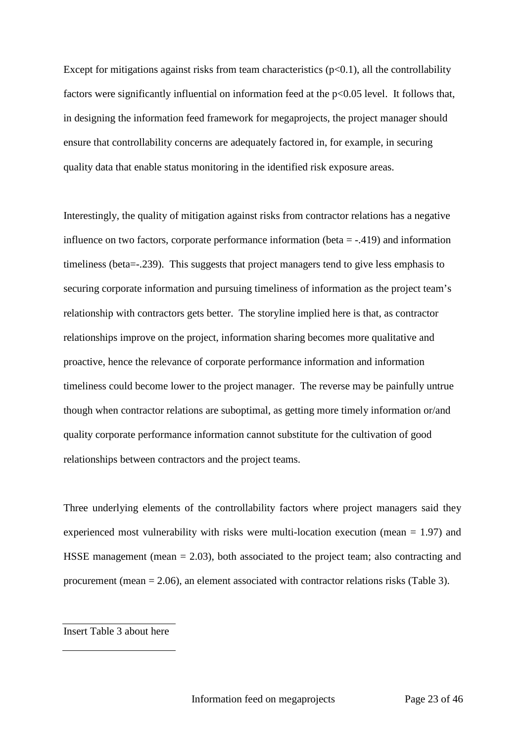Except for mitigations against risks from team characteristics ($p<0.1$), all the controllability factors were significantly influential on information feed at the $p<0.05$ level. It follows that, in designing the information feed framework for megaprojects, the project manager should ensure that controllability concerns are adequately factored in, for example, in securing quality data that enable status monitoring in the identified risk exposure areas.

Interestingly, the quality of mitigation against risks from contractor relations has a negative influence on two factors, corporate performance information (beta = -.419) and information timeliness (beta=-.239). This suggests that project managers tend to give less emphasis to securing corporate information and pursuing timeliness of information as the project team's relationship with contractors gets better. The storyline implied here is that, as contractor relationships improve on the project, information sharing becomes more qualitative and proactive, hence the relevance of corporate performance information and information timeliness could become lower to the project manager. The reverse may be painfully untrue though when contractor relations are suboptimal, as getting more timely information or/and quality corporate performance information cannot substitute for the cultivation of good relationships between contractors and the project teams.

Three underlying elements of the controllability factors where project managers said they experienced most vulnerability with risks were multi-location execution (mean = 1.97) and HSSE management (mean = 2.03), both associated to the project team; also contracting and procurement (mean = 2.06), an element associated with contractor relations risks (Table 3).

Insert Table 3 about here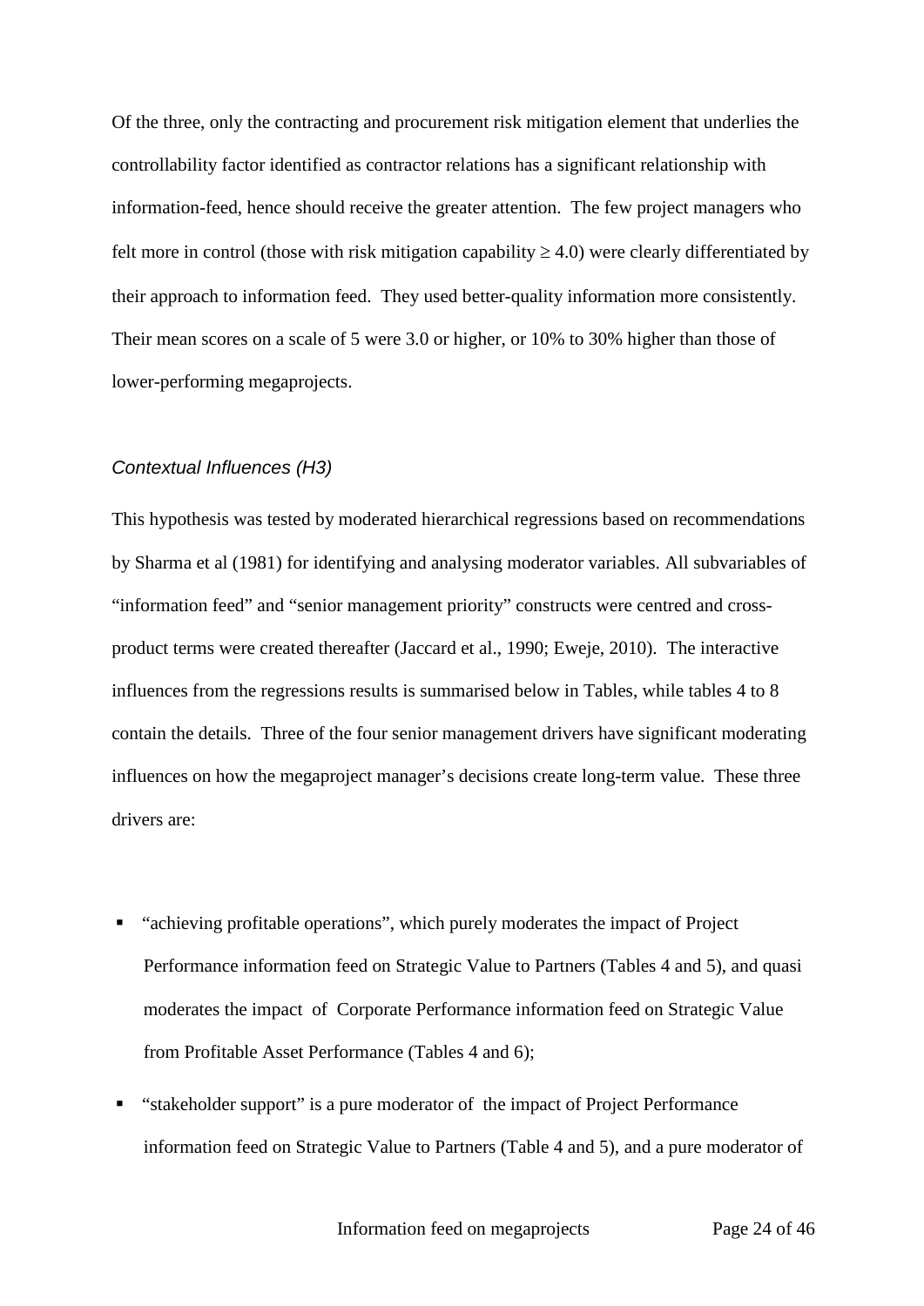Of the three, only the contracting and procurement risk mitigation element that underlies the controllability factor identified as contractor relations has a significant relationship with information-feed, hence should receive the greater attention. The few project managers who felt more in control (those with risk mitigation capability $\geq 4.0$) were clearly differentiated by their approach to information feed. They used better-quality information more consistently. Their mean scores on a scale of 5 were 3.0 or higher, or 10% to 30% higher than those of lower-performing megaprojects.

### *Contextual Influences (H3)*

This hypothesis was tested by moderated hierarchical regressions based on recommendations by Sharma et al (1981) for identifying and analysing moderator variables. All subvariables of "information feed" and "senior management priority" constructs were centred and cross-product terms were created thereafter (Jaccard et al., 1990; Eweje, 2010). The interactive influences from the regressions results is summarised below in Tables, while tables 4 to 8 contain the details. Three of the four senior management drivers have significant moderating influences on how the megaproject manager's decisions create long-term value. These three drivers are:

- "achieving profitable operations", which purely moderates the impact of Project Performance information feed on Strategic Value to Partners (Tables 4 and 5), and quasi moderates the impact of Corporate Performance information feed on Strategic Value from Profitable Asset Performance (Tables 4 and 6);
- "stakeholder support" is a pure moderator of the impact of Project Performance information feed on Strategic Value to Partners (Table 4 and 5), and a pure moderator of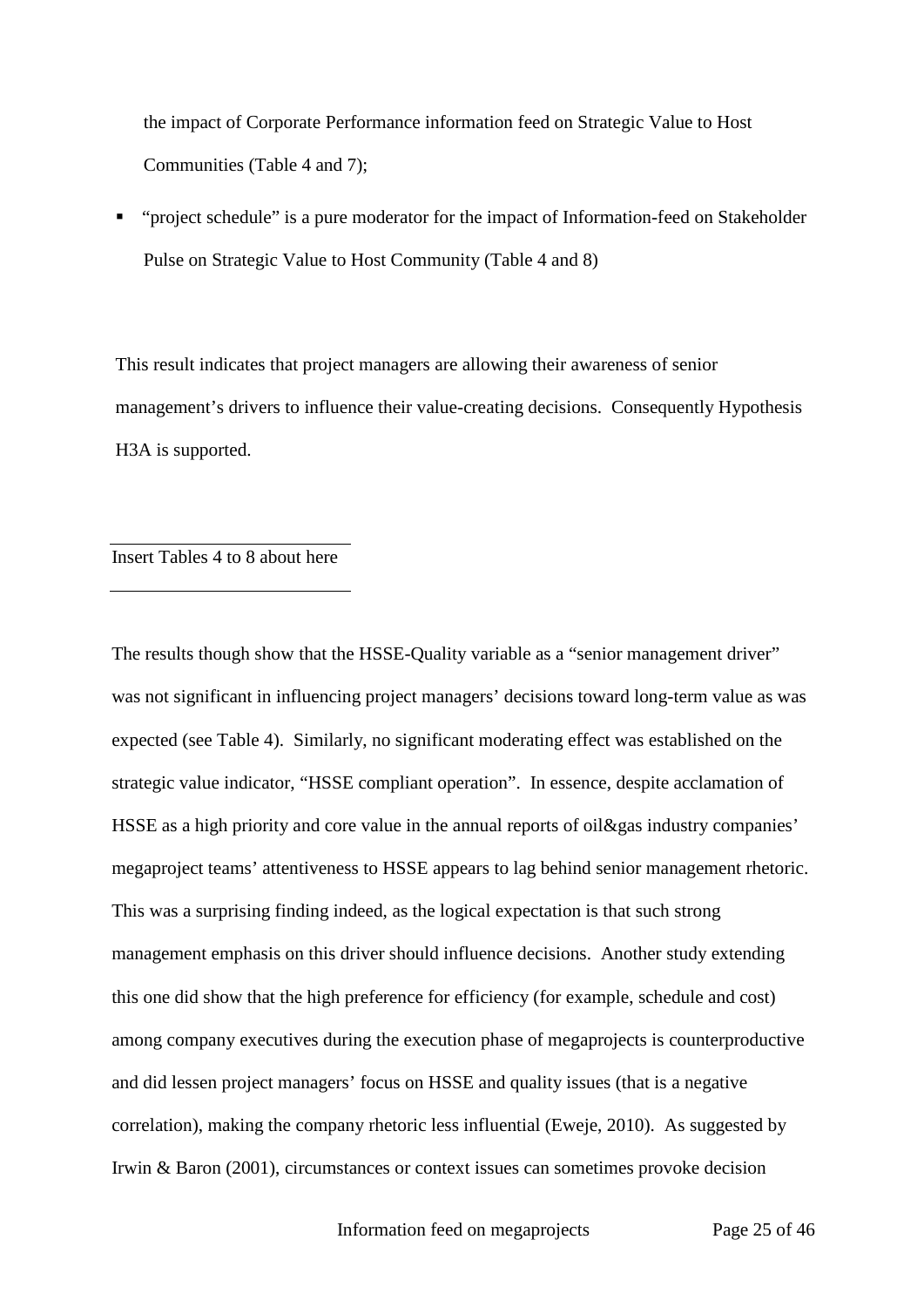the impact of Corporate Performance information feed on Strategic Value to Host Communities (Table 4 and 7);

- "project schedule" is a pure moderator for the impact of Information-feed on Stakeholder Pulse on Strategic Value to Host Community (Table 4 and 8)

This result indicates that project managers are allowing their awareness of senior management's drivers to influence their value-creating decisions. Consequently Hypothesis H3A is supported.

Insert Tables 4 to 8 about here

The results though show that the HSSE-Quality variable as a "senior management driver" was not significant in influencing project managers' decisions toward long-term value as was expected (see Table 4). Similarly, no significant moderating effect was established on the strategic value indicator, "HSSE compliant operation". In essence, despite acclamation of HSSE as a high priority and core value in the annual reports of oil&gas industry companies' megaproject teams' attentiveness to HSSE appears to lag behind senior management rhetoric. This was a surprising finding indeed, as the logical expectation is that such strong management emphasis on this driver should influence decisions. Another study extending this one did show that the high preference for efficiency (for example, schedule and cost) among company executives during the execution phase of megaprojects is counterproductive and did lessen project managers' focus on HSSE and quality issues (that is a negative correlation), making the company rhetoric less influential (Eweje, 2010). As suggested by Irwin & Baron (2001), circumstances or context issues can sometimes provoke decision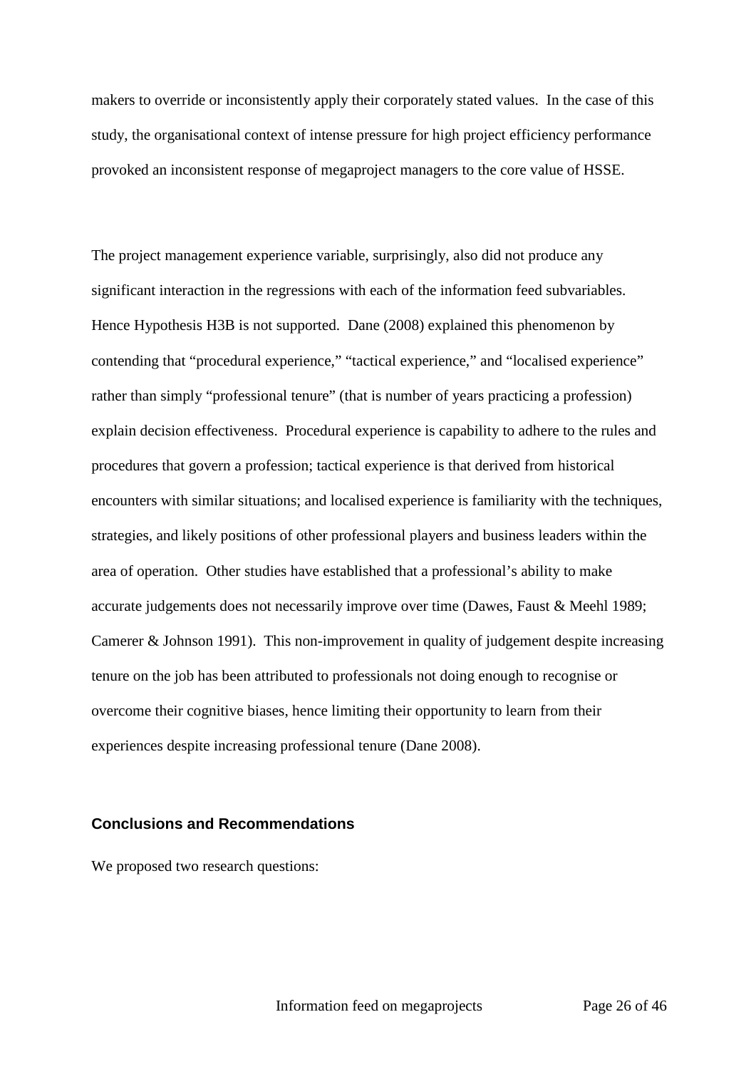makers to override or inconsistently apply their corporately stated values. In the case of this study, the organisational context of intense pressure for high project efficiency performance provoked an inconsistent response of megaproject managers to the core value of HSSE.

The project management experience variable, surprisingly, also did not produce any significant interaction in the regressions with each of the information feed subvariables. Hence Hypothesis H3B is not supported. Dane (2008) explained this phenomenon by contending that "procedural experience," "tactical experience," and "localised experience" rather than simply "professional tenure" (that is number of years practicing a profession) explain decision effectiveness. Procedural experience is capability to adhere to the rules and procedures that govern a profession; tactical experience is that derived from historical encounters with similar situations; and localised experience is familiarity with the techniques, strategies, and likely positions of other professional players and business leaders within the area of operation. Other studies have established that a professional's ability to make accurate judgements does not necessarily improve over time (Dawes, Faust & Meehl 1989; Camerer & Johnson 1991). This non-improvement in quality of judgement despite increasing tenure on the job has been attributed to professionals not doing enough to recognise or overcome their cognitive biases, hence limiting their opportunity to learn from their experiences despite increasing professional tenure (Dane 2008).

## Conclusions and Recommendations

We proposed two research questions: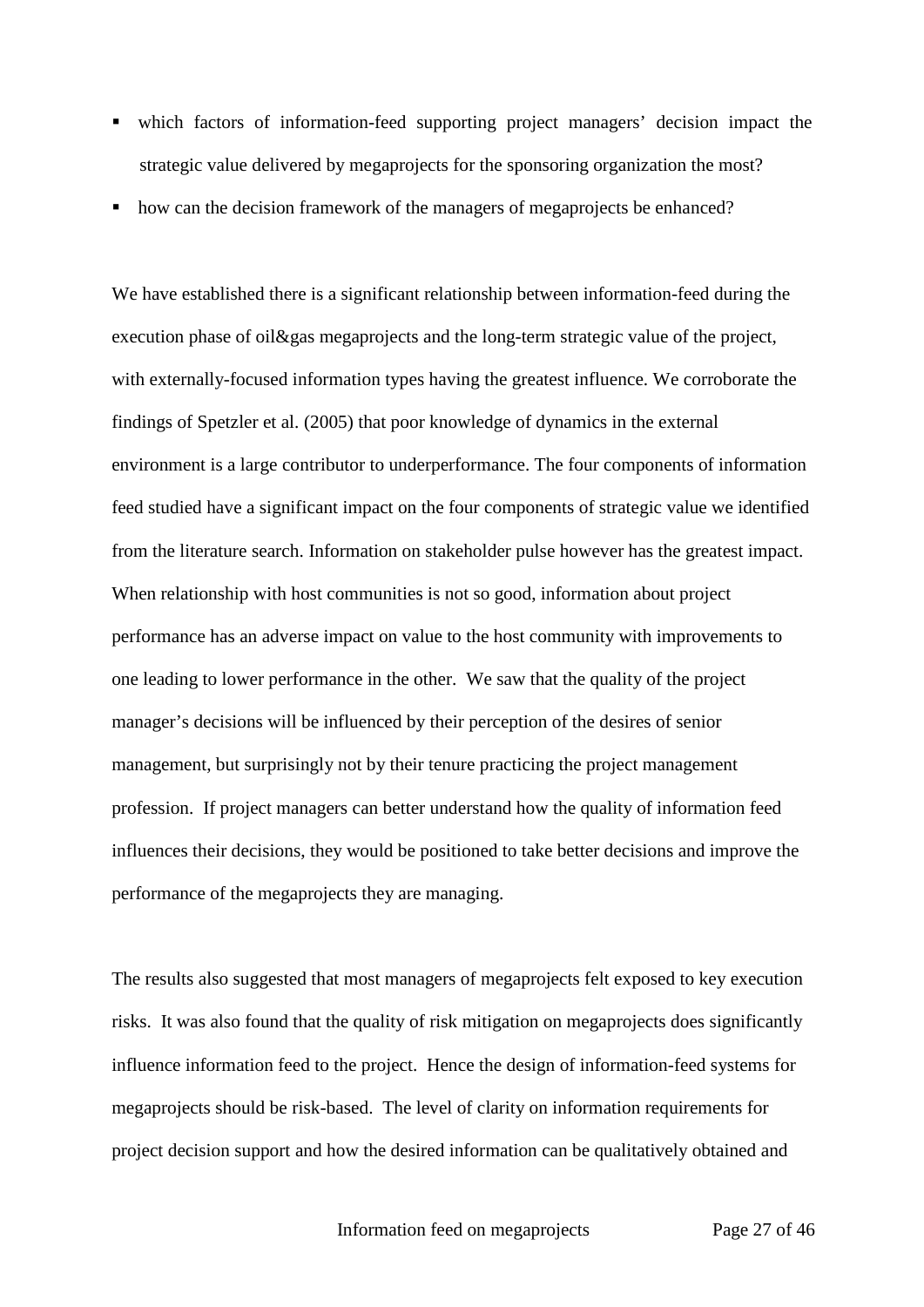- which factors of information-feed supporting project managers' decision impact the strategic value delivered by megaprojects for the sponsoring organization the most?
- how can the decision framework of the managers of megaprojects be enhanced?

We have established there is a significant relationship between information-feed during the execution phase of oil&gas megaprojects and the long-term strategic value of the project, with externally-focused information types having the greatest influence. We corroborate the findings of Spetzler et al. (2005) that poor knowledge of dynamics in the external environment is a large contributor to underperformance. The four components of information feed studied have a significant impact on the four components of strategic value we identified from the literature search. Information on stakeholder pulse however has the greatest impact. When relationship with host communities is not so good, information about project performance has an adverse impact on value to the host community with improvements to one leading to lower performance in the other. We saw that the quality of the project manager's decisions will be influenced by their perception of the desires of senior management, but surprisingly not by their tenure practicing the project management profession. If project managers can better understand how the quality of information feed influences their decisions, they would be positioned to take better decisions and improve the performance of the megaprojects they are managing.

The results also suggested that most managers of megaprojects felt exposed to key execution risks. It was also found that the quality of risk mitigation on megaprojects does significantly influence information feed to the project. Hence the design of information-feed systems for megaprojects should be risk-based. The level of clarity on information requirements for project decision support and how the desired information can be qualitatively obtained and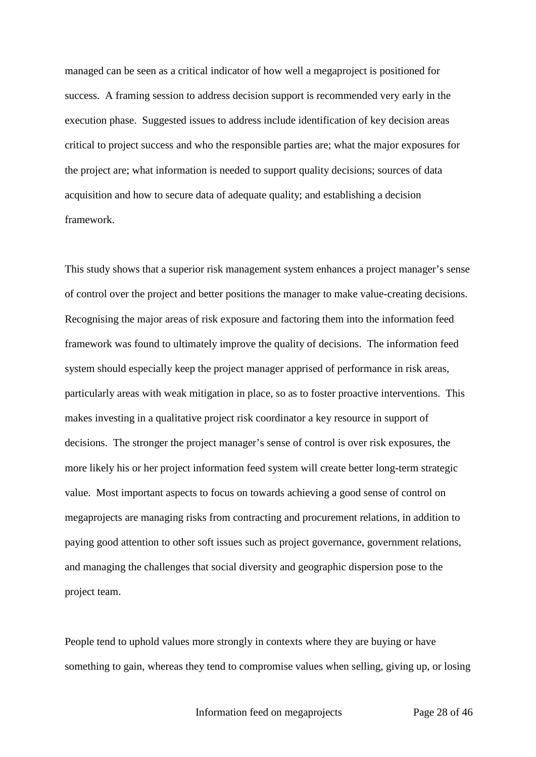managed can be seen as a critical indicator of how well a megaproject is positioned for success. A framing session to address decision support is recommended very early in the execution phase. Suggested issues to address include identification of key decision areas critical to project success and who the responsible parties are; what the major exposures for the project are; what information is needed to support quality decisions; sources of data acquisition and how to secure data of adequate quality; and establishing a decision framework.

This study shows that a superior risk management system enhances a project manager's sense of control over the project and better positions the manager to make value-creating decisions. Recognising the major areas of risk exposure and factoring them into the information feed framework was found to ultimately improve the quality of decisions. The information feed system should especially keep the project manager apprised of performance in risk areas, particularly areas with weak mitigation in place, so as to foster proactive interventions. This makes investing in a qualitative project risk coordinator a key resource in support of decisions. The stronger the project manager's sense of control is over risk exposures, the more likely his or her project information feed system will create better long-term strategic value. Most important aspects to focus on towards achieving a good sense of control on megaprojects are managing risks from contracting and procurement relations, in addition to paying good attention to other soft issues such as project governance, government relations, and managing the challenges that social diversity and geographic dispersion pose to the project team.

People tend to uphold values more strongly in contexts where they are buying or have something to gain, whereas they tend to compromise values when selling, giving up, or losing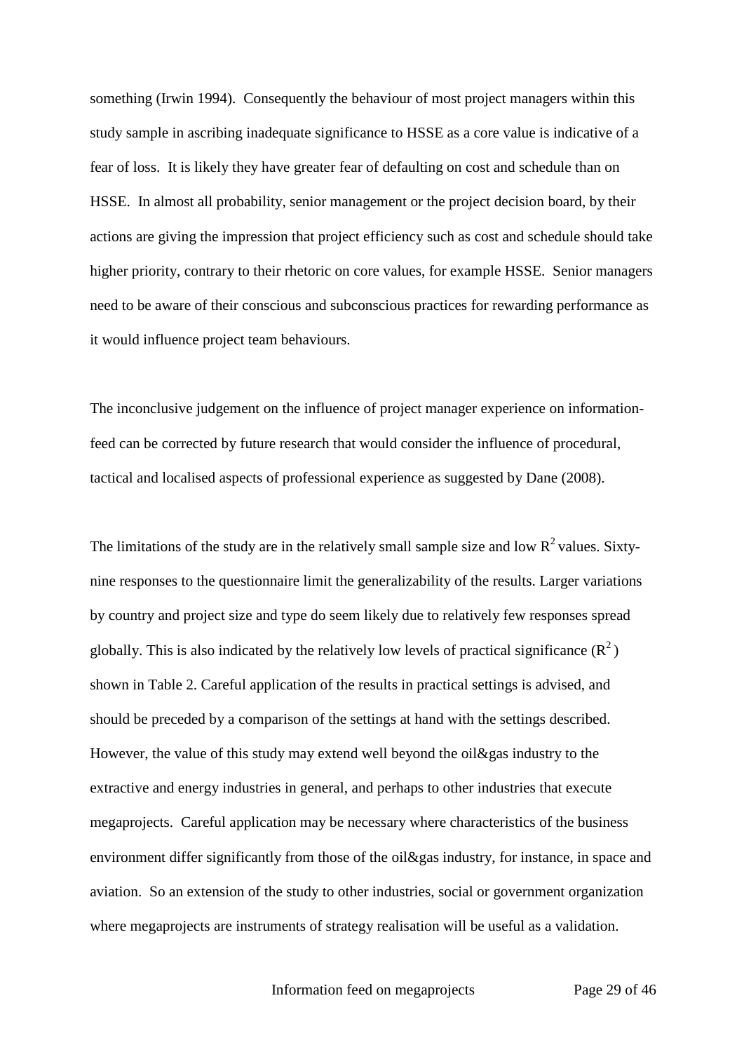something (Irwin 1994). Consequently the behaviour of most project managers within this study sample in ascribing inadequate significance to HSSE as a core value is indicative of a fear of loss. It is likely they have greater fear of defaulting on cost and schedule than on HSSE. In almost all probability, senior management or the project decision board, by their actions are giving the impression that project efficiency such as cost and schedule should take higher priority, contrary to their rhetoric on core values, for example HSSE. Senior managers need to be aware of their conscious and subconscious practices for rewarding performance as it would influence project team behaviours.

The inconclusive judgement on the influence of project manager experience on information-feed can be corrected by future research that would consider the influence of procedural, tactical and localised aspects of professional experience as suggested by Dane (2008).

The limitations of the study are in the relatively small sample size and low $R^2$ values. Sixty-nine responses to the questionnaire limit the generalizability of the results. Larger variations by country and project size and type do seem likely due to relatively few responses spread globally. This is also indicated by the relatively low levels of practical significance ($R^2$) shown in Table 2. Careful application of the results in practical settings is advised, and should be preceded by a comparison of the settings at hand with the settings described. However, the value of this study may extend well beyond the oil&gas industry to the extractive and energy industries in general, and perhaps to other industries that execute megaprojects. Careful application may be necessary where characteristics of the business environment differ significantly from those of the oil&gas industry, for instance, in space and aviation. So an extension of the study to other industries, social or government organization where megaprojects are instruments of strategy realisation will be useful as a validation.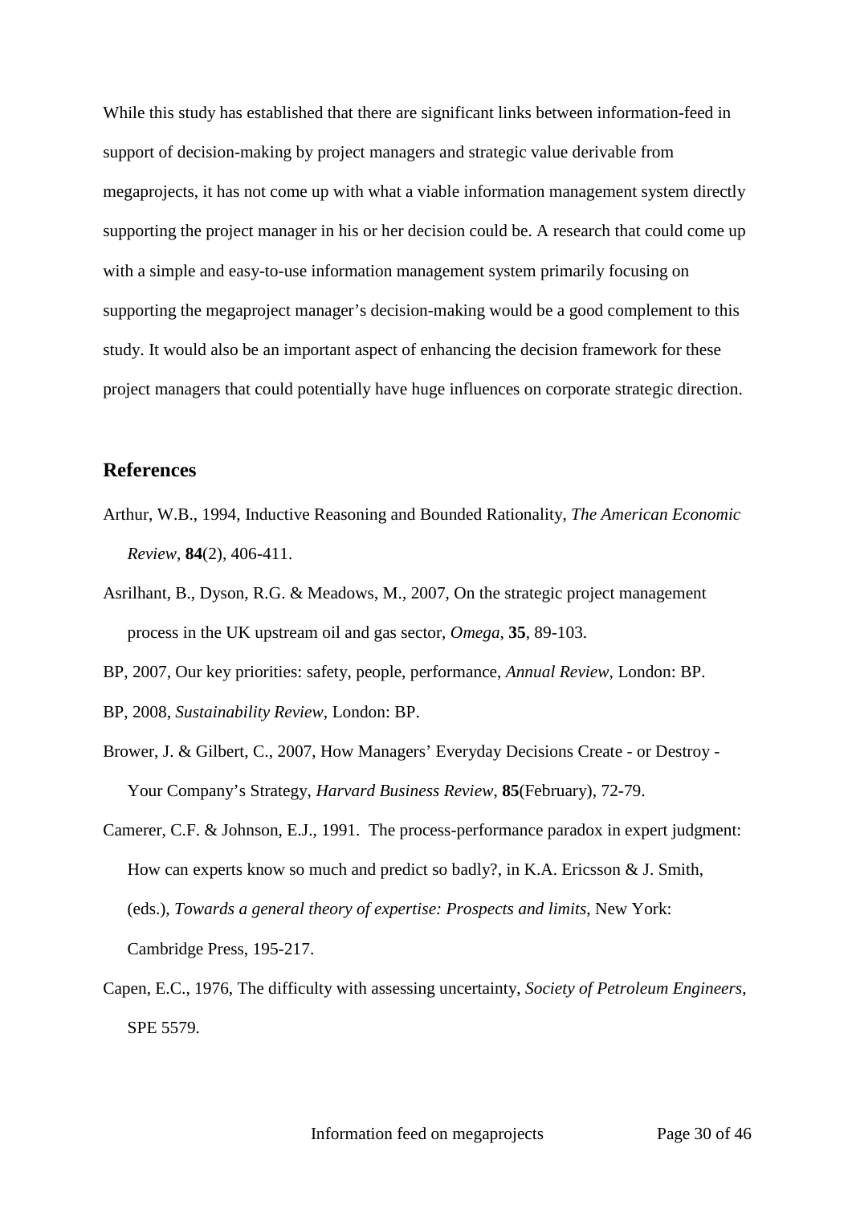While this study has established that there are significant links between information-feed in support of decision-making by project managers and strategic value derivable from megaprojects, it has not come up with what a viable information management system directly supporting the project manager in his or her decision could be. A research that could come up with a simple and easy-to-use information management system primarily focusing on supporting the megaproject manager's decision-making would be a good complement to this study. It would also be an important aspect of enhancing the decision framework for these project managers that could potentially have huge influences on corporate strategic direction.

## References

Arthur, W.B., 1994, Inductive Reasoning and Bounded Rationality, *The American Economic Review*, **84**(2), 406-411.

Asrilhant, B., Dyson, R.G. & Meadows, M., 2007, On the strategic project management process in the UK upstream oil and gas sector, *Omega*, **35**, 89-103.

BP, 2007, Our key priorities: safety, people, performance, *Annual Review*, London: BP.

BP, 2008, *Sustainability Review*, London: BP.

Brower, J. & Gilbert, C., 2007, How Managers' Everyday Decisions Create - or Destroy - Your Company's Strategy, *Harvard Business Review*, **85**(February), 72-79.

Camerer, C.F. & Johnson, E.J., 1991. The process-performance paradox in expert judgment: How can experts know so much and predict so badly?, in K.A. Ericsson & J. Smith, (eds.), *Towards a general theory of expertise: Prospects and limits*, New York: Cambridge Press, 195-217.

Capen, E.C., 1976, The difficulty with assessing uncertainty, *Society of Petroleum Engineers*, SPE 5579.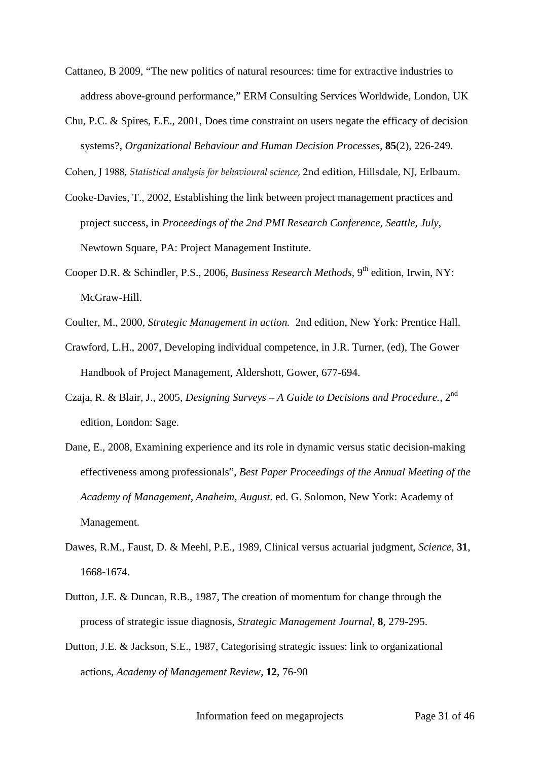Cattaneo, B 2009, "The new politics of natural resources: time for extractive industries to address above-ground performance," ERM Consulting Services Worldwide, London, UK

Chu, P.C. & Spires, E.E., 2001, Does time constraint on users negate the efficacy of decision systems?, *Organizational Behaviour and Human Decision Processes*, **85**(2), 226-249.

Cohen, J 1988, *Statistical analysis for behavioural science*, 2nd edition, Hillsdale, NJ, Erlbaum.

Cooke-Davies, T., 2002, Establishing the link between project management practices and project success, in *Proceedings of the 2nd PMI Research Conference, Seattle, July*, Newtown Square, PA: Project Management Institute.

Cooper D.R. & Schindler, P.S., 2006, *Business Research Methods*, 9th edition, Irwin, NY: McGraw-Hill.

Coulter, M., 2000, *Strategic Management in action.* 2nd edition, New York: Prentice Hall.

Crawford, L.H., 2007, Developing individual competence, in J.R. Turner, (ed), The Gower Handbook of Project Management, Aldershott, Gower, 677-694.

Czaja, R. & Blair, J., 2005, *Designing Surveys – A Guide to Decisions and Procedure.*, 2nd edition, London: Sage.

Dane, E., 2008, Examining experience and its role in dynamic versus static decision-making effectiveness among professionals", *Best Paper Proceedings of the Annual Meeting of the Academy of Management, Anaheim, August*. ed. G. Solomon, New York: Academy of Management.

Dawes, R.M., Faust, D. & Meehl, P.E., 1989, Clinical versus actuarial judgment, *Science*, **31**, 1668-1674.

Dutton, J.E. & Duncan, R.B., 1987, The creation of momentum for change through the process of strategic issue diagnosis, *Strategic Management Journal*, **8**, 279-295.

Dutton, J.E. & Jackson, S.E., 1987, Categorising strategic issues: link to organizational actions, *Academy of Management Review*, **12**, 76-90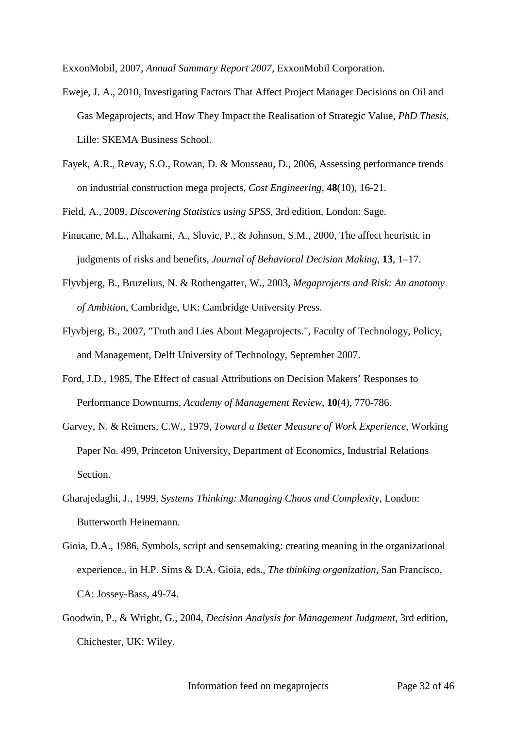ExxonMobil, 2007, *Annual Summary Report 2007*, ExxonMobil Corporation.

Eweje, J. A., 2010, Investigating Factors That Affect Project Manager Decisions on Oil and Gas Megaprojects, and How They Impact the Realisation of Strategic Value, *PhD Thesis*, Lille: SKEMA Business School.

Fayek, A.R., Revay, S.O., Rowan, D. & Mousseau, D., 2006, Assessing performance trends on industrial construction mega projects, *Cost Engineering*, **48**(10), 16-21.

Field, A., 2009, *Discovering Statistics using SPSS*, 3rd edition, London: Sage.

Finucane, M.L., Alhakami, A., Slovic, P., & Johnson, S.M., 2000, The affect heuristic in judgments of risks and benefits, *Journal of Behavioral Decision Making*, **13**, 1–17.

Flyvbjerg, B., Bruzelius, N. & Rothengatter, W., 2003, *Megaprojects and Risk: An anatomy of Ambition*, Cambridge, UK: Cambridge University Press.

Flyvbjerg, B., 2007, "Truth and Lies About Megaprojects.", Faculty of Technology, Policy, and Management, Delft University of Technology, September 2007.

Ford, J.D., 1985, The Effect of casual Attributions on Decision Makers' Responses to Performance Downturns, *Academy of Management Review*, **10**(4), 770-786.

Garvey, N. & Reimers, C.W., 1979, *Toward a Better Measure of Work Experience*, Working Paper No. 499, Princeton University, Department of Economics, Industrial Relations Section.

Gharajedaghi, J., 1999, *Systems Thinking: Managing Chaos and Complexity*, London: Butterworth Heinemann.

Gioia, D.A., 1986, Symbols, script and sensemaking: creating meaning in the organizational experience., in H.P. Sims & D.A. Gioia, eds., *The thinking organization*, San Francisco, CA: Jossey-Bass, 49-74.

Goodwin, P., & Wright, G., 2004, *Decision Analysis for Management Judgment*, 3rd edition, Chichester, UK: Wiley.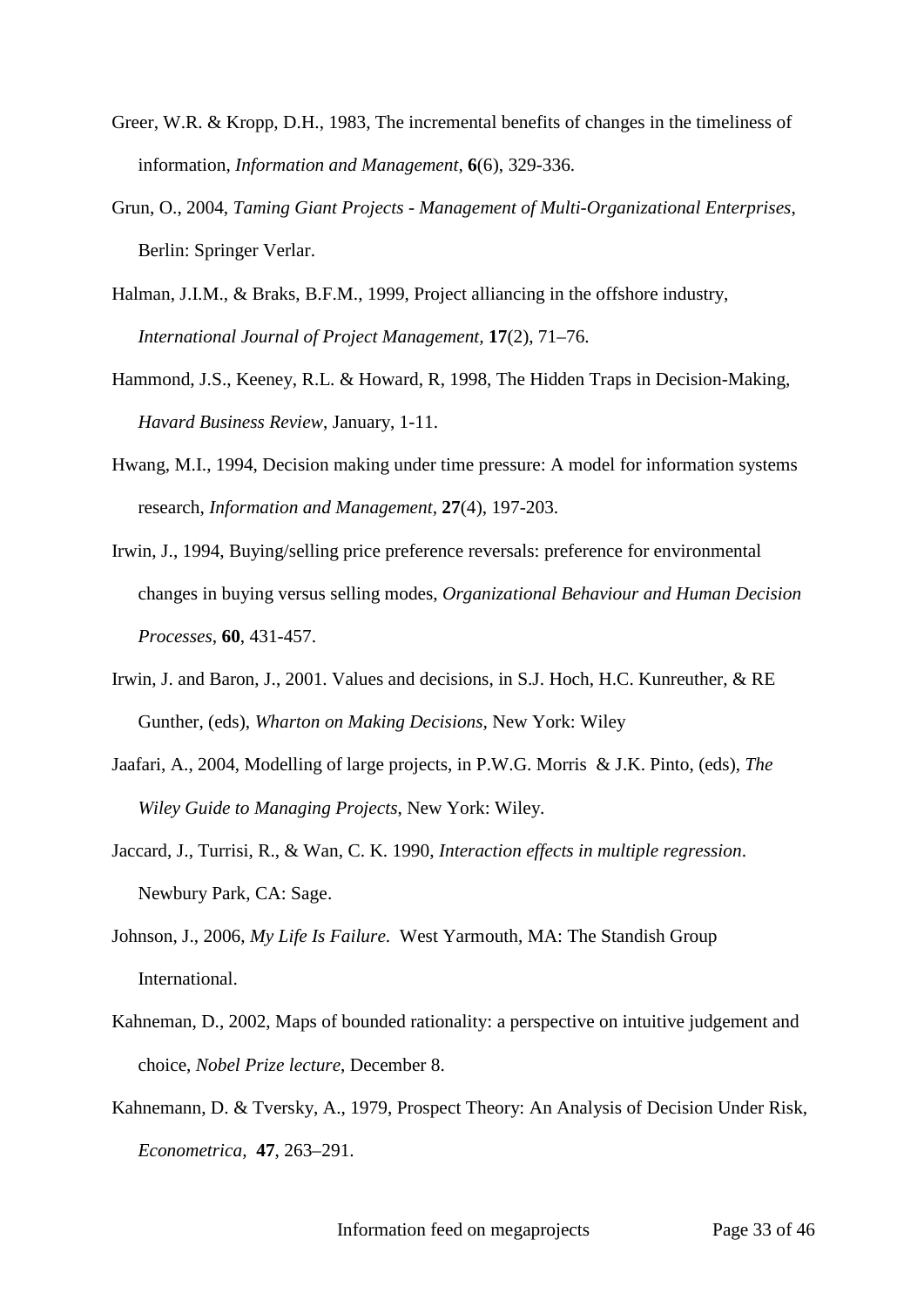Greer, W.R. & Kropp, D.H., 1983, The incremental benefits of changes in the timeliness of information, *Information and Management*, **6**(6), 329-336.

Grun, O., 2004, *Taming Giant Projects - Management of Multi-Organizational Enterprises*, Berlin: Springer Verlar.

Halman, J.I.M., & Braks, B.F.M., 1999, Project alliancing in the offshore industry, *International Journal of Project Management*, **17**(2), 71–76.

Hammond, J.S., Keeney, R.L. & Howard, R, 1998, The Hidden Traps in Decision-Making, *Havard Business Review*, January, 1-11.

Hwang, M.I., 1994, Decision making under time pressure: A model for information systems research, *Information and Management*, **27**(4), 197-203.

Irwin, J., 1994, Buying/selling price preference reversals: preference for environmental changes in buying versus selling modes, *Organizational Behaviour and Human Decision Processes*, **60**, 431-457.

Irwin, J. and Baron, J., 2001. Values and decisions, in S.J. Hoch, H.C. Kunreuther, & RE Gunther, (eds), *Wharton on Making Decisions*, New York: Wiley

Jaafari, A., 2004, Modelling of large projects, in P.W.G. Morris & J.K. Pinto, (eds), *The Wiley Guide to Managing Projects*, New York: Wiley.

Jaccard, J., Turrisi, R., & Wan, C. K. 1990, *Interaction effects in multiple regression*. Newbury Park, CA: Sage.

Johnson, J., 2006, *My Life Is Failure*. West Yarmouth, MA: The Standish Group International.

Kahneman, D., 2002, Maps of bounded rationality: a perspective on intuitive judgement and choice, *Nobel Prize lecture*, December 8.

Kahnemann, D. & Tversky, A., 1979, Prospect Theory: An Analysis of Decision Under Risk, *Econometrica*, **47**, 263–291.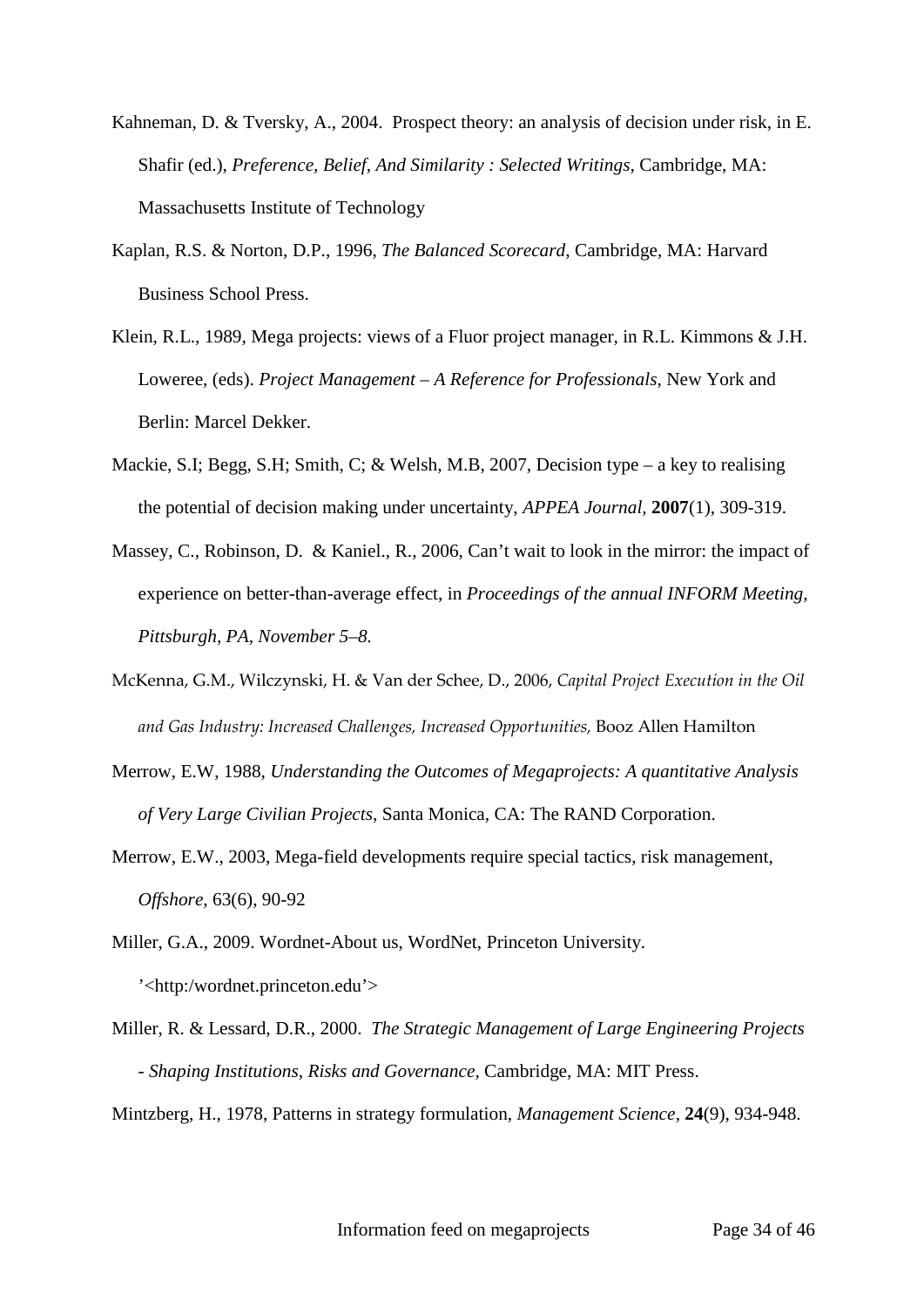Kahneman, D. & Tversky, A., 2004. Prospect theory: an analysis of decision under risk, in E. Shafir (ed.), *Preference, Belief, And Similarity : Selected Writings*, Cambridge, MA: Massachusetts Institute of Technology

Kaplan, R.S. & Norton, D.P., 1996, *The Balanced Scorecard*, Cambridge, MA: Harvard Business School Press.

Klein, R.L., 1989, Mega projects: views of a Fluor project manager, in R.L. Kimmons & J.H. Loweree, (eds). *Project Management – A Reference for Professionals*, New York and Berlin: Marcel Dekker.

Mackie, S.I; Begg, S.H; Smith, C; & Welsh, M.B, 2007, Decision type – a key to realising the potential of decision making under uncertainty, *APPEA Journal*, **2007**(1), 309-319.

Massey, C., Robinson, D. & Kaniel., R., 2006, Can't wait to look in the mirror: the impact of experience on better-than-average effect, in *Proceedings of the annual INFORM Meeting, Pittsburgh, PA, November 5–8.*

McKenna, G.M., Wilczynski, H. & Van der Schee, D., 2006, *Capital Project Execution in the Oil and Gas Industry: Increased Challenges, Increased Opportunities,* Booz Allen Hamilton

Merrow, E.W, 1988, *Understanding the Outcomes of Megaprojects: A quantitative Analysis of Very Large Civilian Projects*, Santa Monica, CA: The RAND Corporation.

Merrow, E.W., 2003, Mega-field developments require special tactics, risk management, *Offshore,* 63(6), 90-92

Miller, G.A., 2009. Wordnet-About us, WordNet, Princeton University. '<http:/wordnet.princeton.edu'>

Miller, R. & Lessard, D.R., 2000. *The Strategic Management of Large Engineering Projects - Shaping Institutions, Risks and Governance*, Cambridge, MA: MIT Press.

Mintzberg, H., 1978, Patterns in strategy formulation, *Management Science*, **24**(9), 934-948.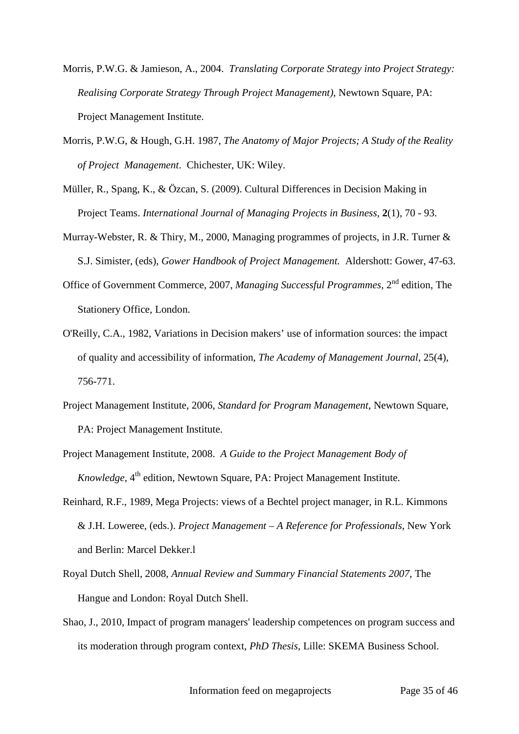Morris, P.W.G. & Jamieson, A., 2004. *Translating Corporate Strategy into Project Strategy: Realising Corporate Strategy Through Project Management)*, Newtown Square, PA: Project Management Institute.

Morris, P.W.G, & Hough, G.H. 1987, *The Anatomy of Major Projects; A Study of the Reality of Project Management*. Chichester, UK: Wiley.

Müller, R., Spang, K., & Özcan, S. (2009). Cultural Differences in Decision Making in Project Teams. *International Journal of Managing Projects in Business*, **2**(1), 70 - 93.

Murray-Webster, R. & Thiry, M., 2000, Managing programmes of projects, in J.R. Turner & S.J. Simister, (eds), *Gower Handbook of Project Management.* Aldershott: Gower, 47-63.

Office of Government Commerce, 2007, *Managing Successful Programmes*, 2nd edition, The Stationery Office, London.

O'Reilly, C.A., 1982, Variations in Decision makers' use of information sources: the impact of quality and accessibility of information, *The Academy of Management Journal*, 25(4), 756-771.

Project Management Institute, 2006, *Standard for Program Management*, Newtown Square, PA: Project Management Institute.

Project Management Institute, 2008. *A Guide to the Project Management Body of Knowledge*, 4th edition, Newtown Square, PA: Project Management Institute.

Reinhard, R.F., 1989, Mega Projects: views of a Bechtel project manager, in R.L. Kimmons & J.H. Loweree, (eds.). *Project Management – A Reference for Professionals*, New York and Berlin: Marcel Dekker.l

Royal Dutch Shell, 2008, *Annual Review and Summary Financial Statements 2007*, The Hangue and London: Royal Dutch Shell.

Shao, J., 2010, Impact of program managers' leadership competences on program success and its moderation through program context, *PhD Thesis*, Lille: SKEMA Business School.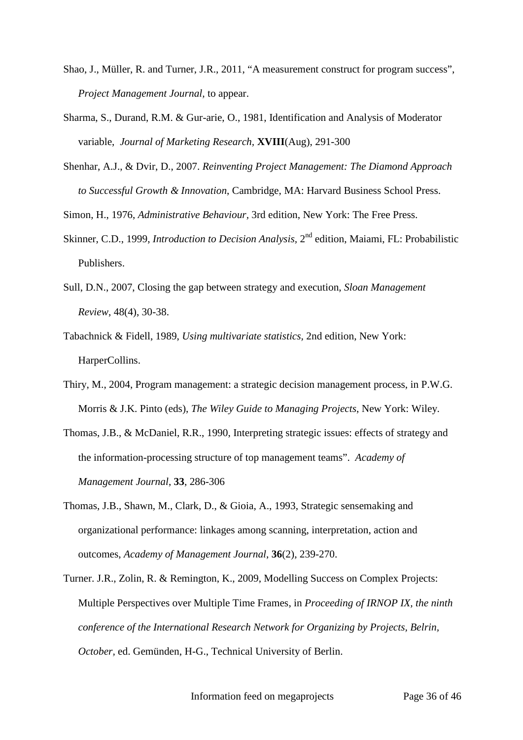Shao, J., Müller, R. and Turner, J.R., 2011, "A measurement construct for program success", *Project Management Journal*, to appear.

Sharma, S., Durand, R.M. & Gur-arie, O., 1981, Identification and Analysis of Moderator variable, *Journal of Marketing Research*, **XVIII**(Aug), 291-300

Shenhar, A.J., & Dvir, D., 2007. *Reinventing Project Management: The Diamond Approach to Successful Growth & Innovation*, Cambridge, MA: Harvard Business School Press.

Simon, H., 1976, *Administrative Behaviour*, 3rd edition, New York: The Free Press.

Skinner, C.D., 1999, *Introduction to Decision Analysis*, 2nd edition, Maiami, FL: Probabilistic Publishers.

Sull, D.N., 2007, Closing the gap between strategy and execution, *Sloan Management Review*, 48(4), 30-38.

Tabachnick & Fidell, 1989, *Using multivariate statistics*, 2nd edition, New York: HarperCollins.

Thiry, M., 2004, Program management: a strategic decision management process, in P.W.G. Morris & J.K. Pinto (eds), *The Wiley Guide to Managing Projects*, New York: Wiley.

Thomas, J.B., & McDaniel, R.R., 1990, Interpreting strategic issues: effects of strategy and the information-processing structure of top management teams". *Academy of Management Journal*, **33**, 286-306

Thomas, J.B., Shawn, M., Clark, D., & Gioia, A., 1993, Strategic sensemaking and organizational performance: linkages among scanning, interpretation, action and outcomes, *Academy of Management Journal*, **36**(2), 239-270.

Turner. J.R., Zolin, R. & Remington, K., 2009, Modelling Success on Complex Projects: Multiple Perspectives over Multiple Time Frames, in *Proceeding of IRNOP IX, the ninth conference of the International Research Network for Organizing by Projects, Belrin, October*, ed. Gemünden, H-G., Technical University of Berlin.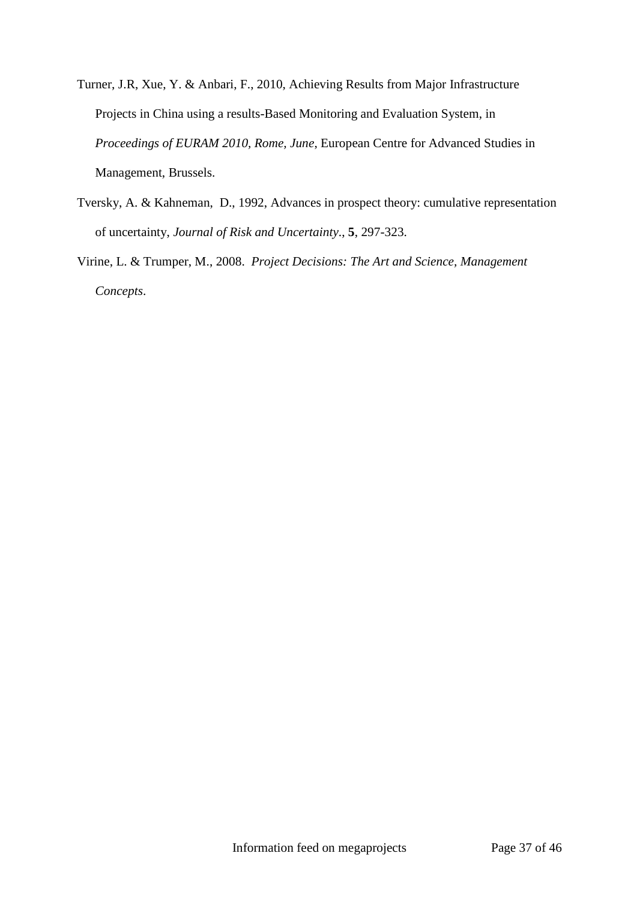Turner, J.R, Xue, Y. & Anbari, F., 2010, Achieving Results from Major Infrastructure Projects in China using a results-Based Monitoring and Evaluation System, in *Proceedings of EURAM 2010, Rome, June*, European Centre for Advanced Studies in Management, Brussels.

Tversky, A. & Kahneman, D., 1992, Advances in prospect theory: cumulative representation of uncertainty, *Journal of Risk and Uncertainty*., **5**, 297-323.

Virine, L. & Trumper, M., 2008. *Project Decisions: The Art and Science*, *Management Concepts*.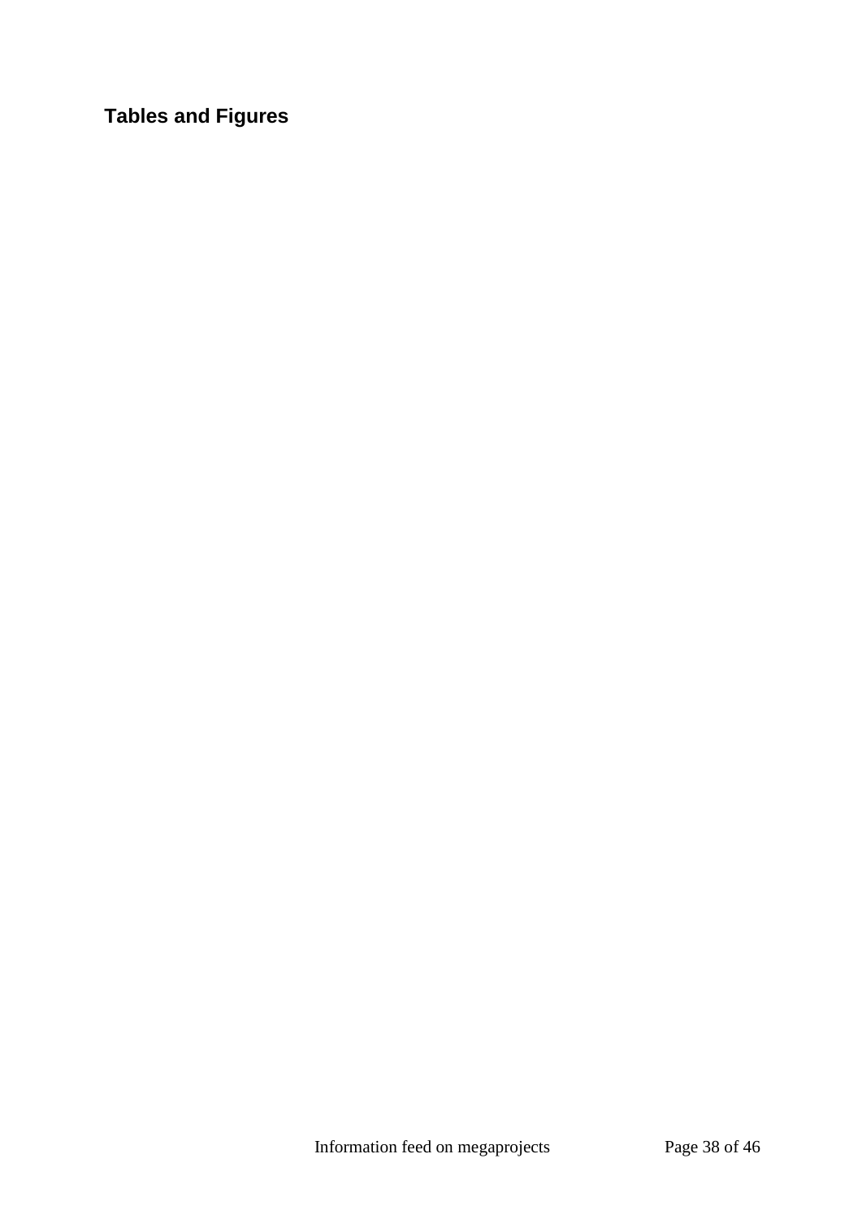## Tables and Figures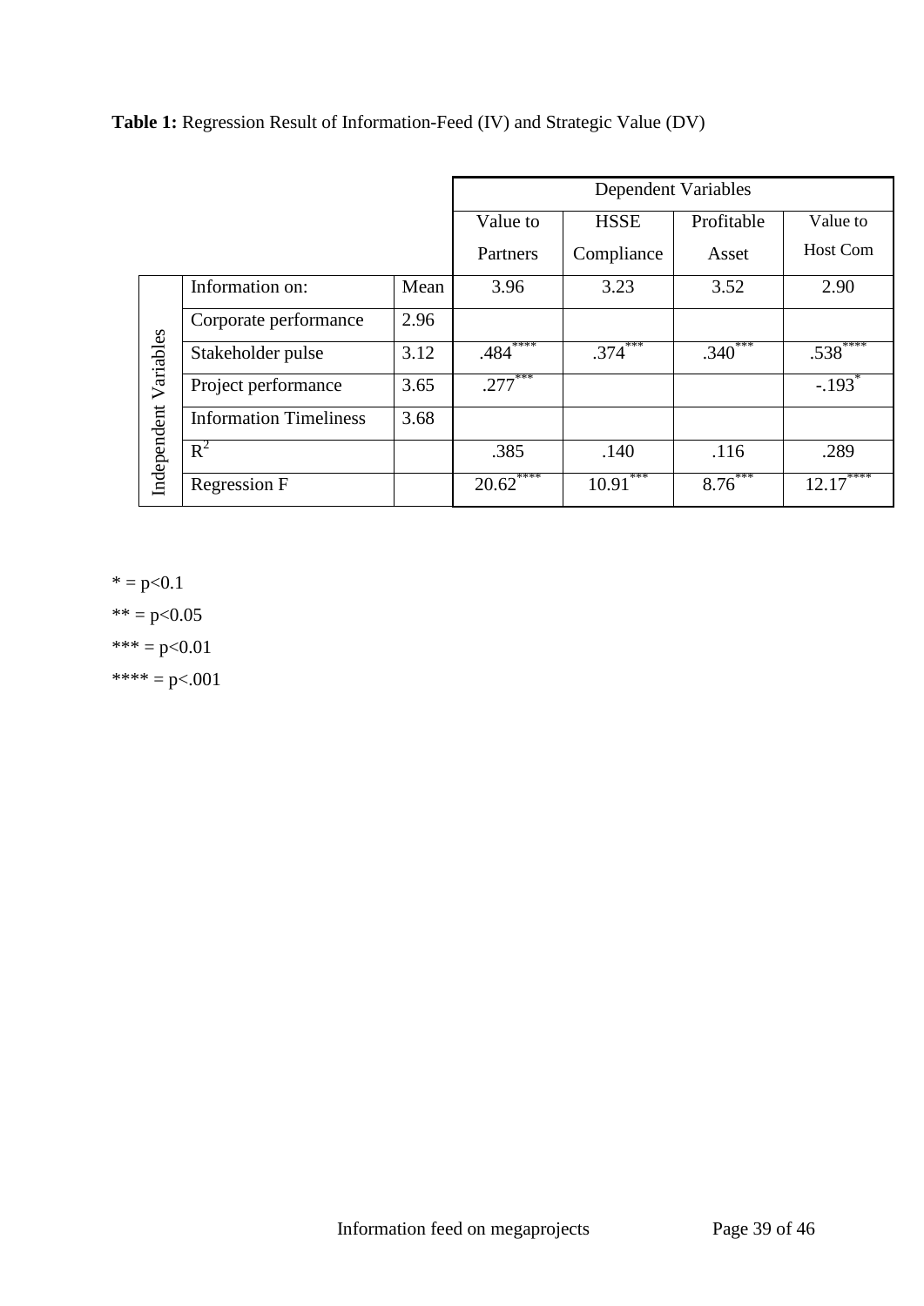**Table 1:** Regression Result of Information-Feed (IV) and Strategic Value (DV)

| | | | Dependent Variables | | | |
|---|---|---|---|---|---|---|
| | | | Value to Partners | HSSE Compliance | Profitable Asset | Value to Host Com |
| Independent Variables | Information on: | Mean | 3.96 | 3.23 | 3.52 | 2.90 |
| | Corporate performance | 2.96 | | | | |
| | Stakeholder pulse | 3.12 | .484**** | .374*** | .340*** | .538**** |
| | Project performance | 3.65 | .277*** | | | -.193* |
| | Information Timeliness | 3.68 | | | | |
| | $R^2$ | | .385 | .140 | .116 | .289 |
| | Regression F | | 20.62**** | 10.91*** | 8.76*** | 12.17**** |

* = p<0.1

** = p<0.05

*** = p<0.01

**** = p<.001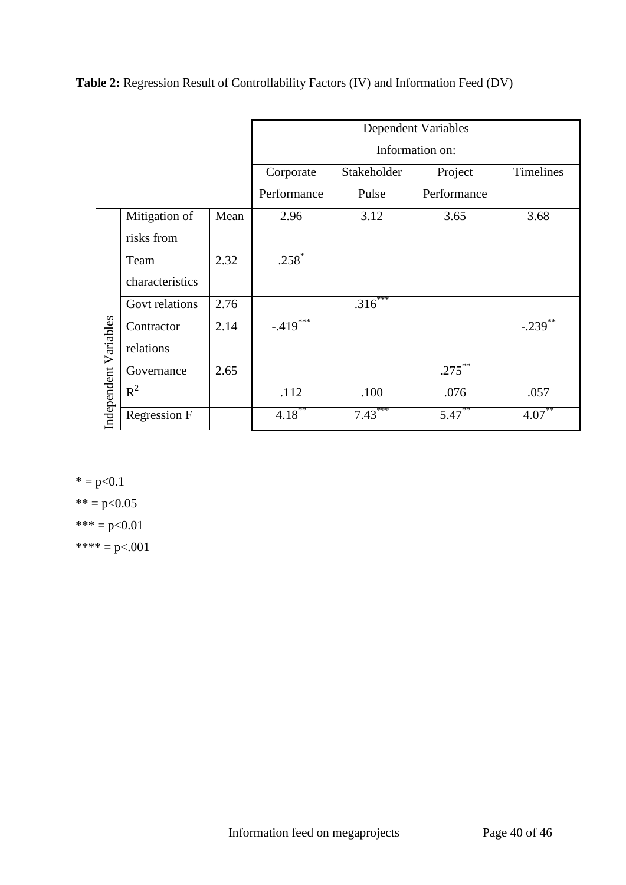**Table 2:** Regression Result of Controllability Factors (IV) and Information Feed (DV)

| | | | Dependent Variables Information on: | | | |
|---|---|---|---|---|---|---|
| | | | Corporate Performance | Stakeholder Pulse | Project Performance | Timelines |
| Independent Variables | Mitigation of risks from | Mean | 2.96 | 3.12 | 3.65 | 3.68 |
| | Team characteristics | 2.32 | .258* | | | |
| | Govt relations | 2.76 | | .316*** | | |
| | Contractor relations | 2.14 | -.419*** | | | -.239** |
| | Governance | 2.65 | | | .275** | |
| | $R^2$ | | .112 | .100 | .076 | .057 |
| | Regression F | | 4.18** | 7.43*** | 5.47** | 4.07** |

* = p<0.1

** = p<0.05

*** = p<0.01

**** = p<.001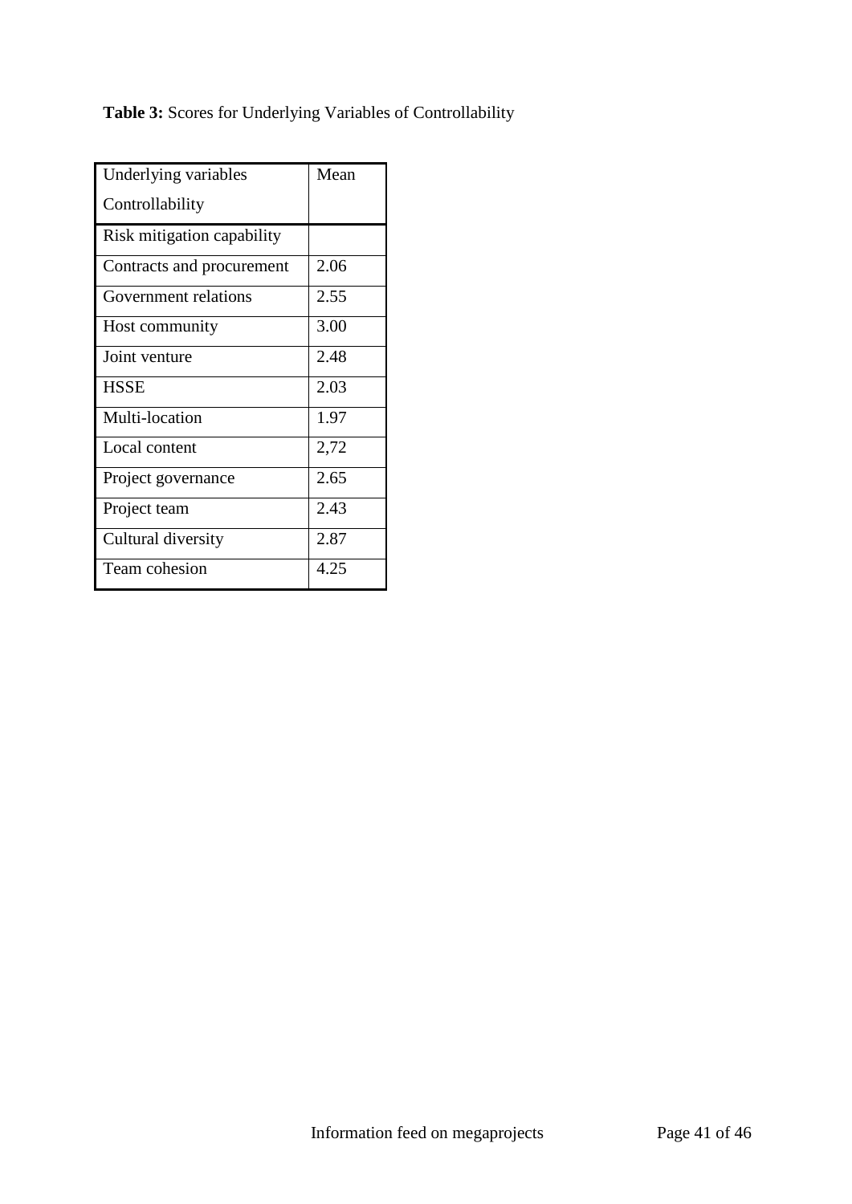**Table 3:** Scores for Underlying Variables of Controllability

| Underlying variables Controllability | Mean |
| --- | --- |
| Risk mitigation capability | |
| Contracts and procurement | 2.06 |
| Government relations | 2.55 |
| Host community | 3.00 |
| Joint venture | 2.48 |
| HSSE | 2.03 |
| Multi-location | 1.97 |
| Local content | 2,72 |
| Project governance | 2.65 |
| Project team | 2.43 |
| Cultural diversity | 2.87 |
| Team cohesion | 4.25 |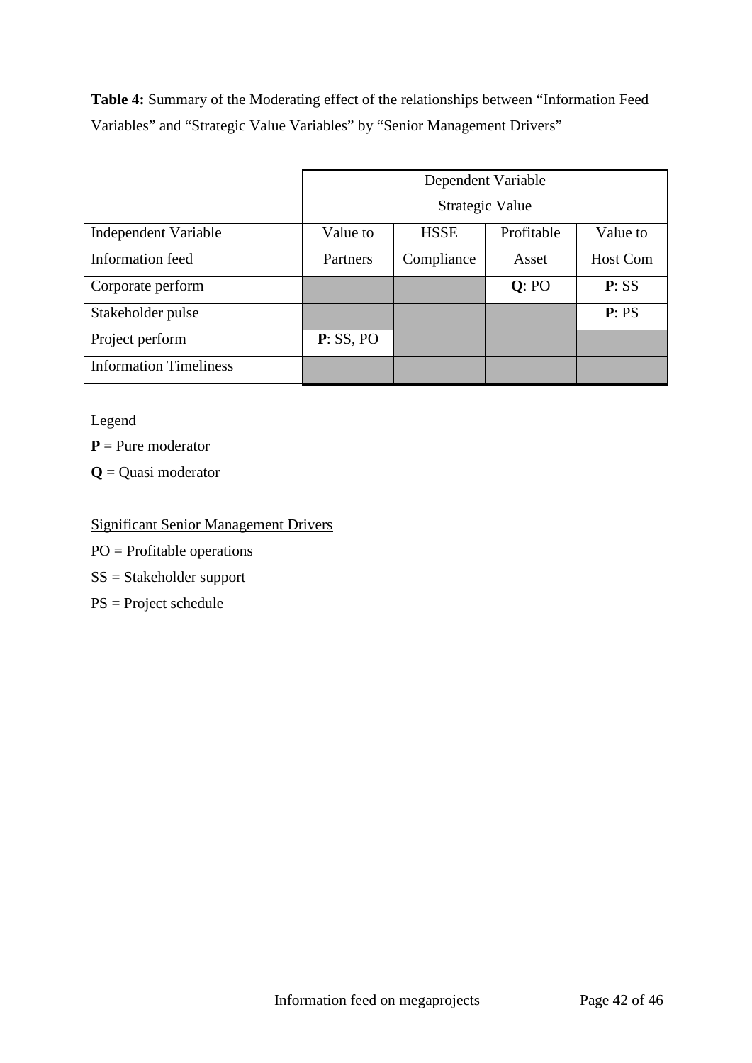**Table 4:** Summary of the Moderating effect of the relationships between "Information Feed Variables" and "Strategic Value Variables" by "Senior Management Drivers"

| | Dependent Variable Strategic Value | | | |
|---|---|---|---|---|
| Independent Variable Information feed | Value to Partners | HSSE Compliance | Profitable Asset | Value to Host Com |
| Corporate perform | | | **Q**: PO | **P**: SS |
| Stakeholder pulse | | | | **P**: PS |
| Project perform | **P**: SS, PO | | | |
| Information Timeliness | | | | |

Legend

**P** = Pure moderator

**Q** = Quasi moderator

Significant Senior Management Drivers

PO = Profitable operations

SS = Stakeholder support

PS = Project schedule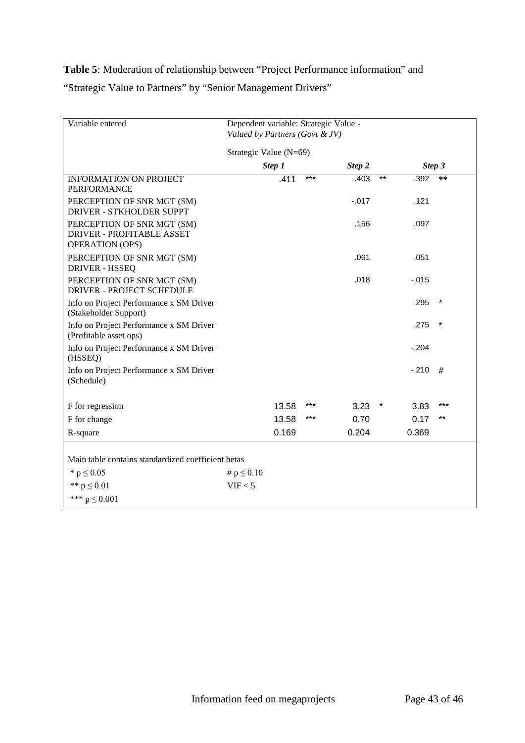**Table 5**: Moderation of relationship between "Project Performance information" and "Strategic Value to Partners" by "Senior Management Drivers"

| Variable entered | Dependent variable: Strategic Value - *Valued by Partners (Govt & JV)* Strategic Value (N=69) | | | | | |
|---|---|---|---|---|---|---|
| | ***Step 1*** | | ***Step 2*** | | ***Step 3*** | |
| INFORMATION ON PROJECT PERFORMANCE | .411 | *** | .403 | ** | .392 | ** |
| PERCEPTION OF SNR MGT (SM) DRIVER - STKHOLDER SUPPT | | | -.017 | | .121 | |
| PERCEPTION OF SNR MGT (SM) DRIVER - PROFITABLE ASSET OPERATION (OPS) | | | .156 | | .097 | |
| PERCEPTION OF SNR MGT (SM) DRIVER - HSSEQ | | | .061 | | .051 | |
| PERCEPTION OF SNR MGT (SM) DRIVER - PROJECT SCHEDULE | | | .018 | | -.015 | |
| Info on Project Performance x SM Driver (Stakeholder Support) | | | | | .295 | * |
| Info on Project Performance x SM Driver (Profitable asset ops) | | | | | .275 | * |
| Info on Project Performance x SM Driver (HSSEQ) | | | | | -.204 | |
| Info on Project Performance x SM Driver (Schedule) | | | | | -.210 | # |
| F for regression | 13.58 | *** | 3.23 | * | 3.83 | *** |
| F for change | 13.58 | *** | 0.70 | | 0.17 | ** |
| R-square | 0.169 | | 0.204 | | 0.369 | |

Main table contains standardized coefficient betas

$* p \leq 0.05$ &nbsp;&nbsp;&nbsp; $\# p \leq 0.10$

$** p \leq 0.01$ &nbsp;&nbsp;&nbsp; VIF < 5

$*** p \leq 0.001$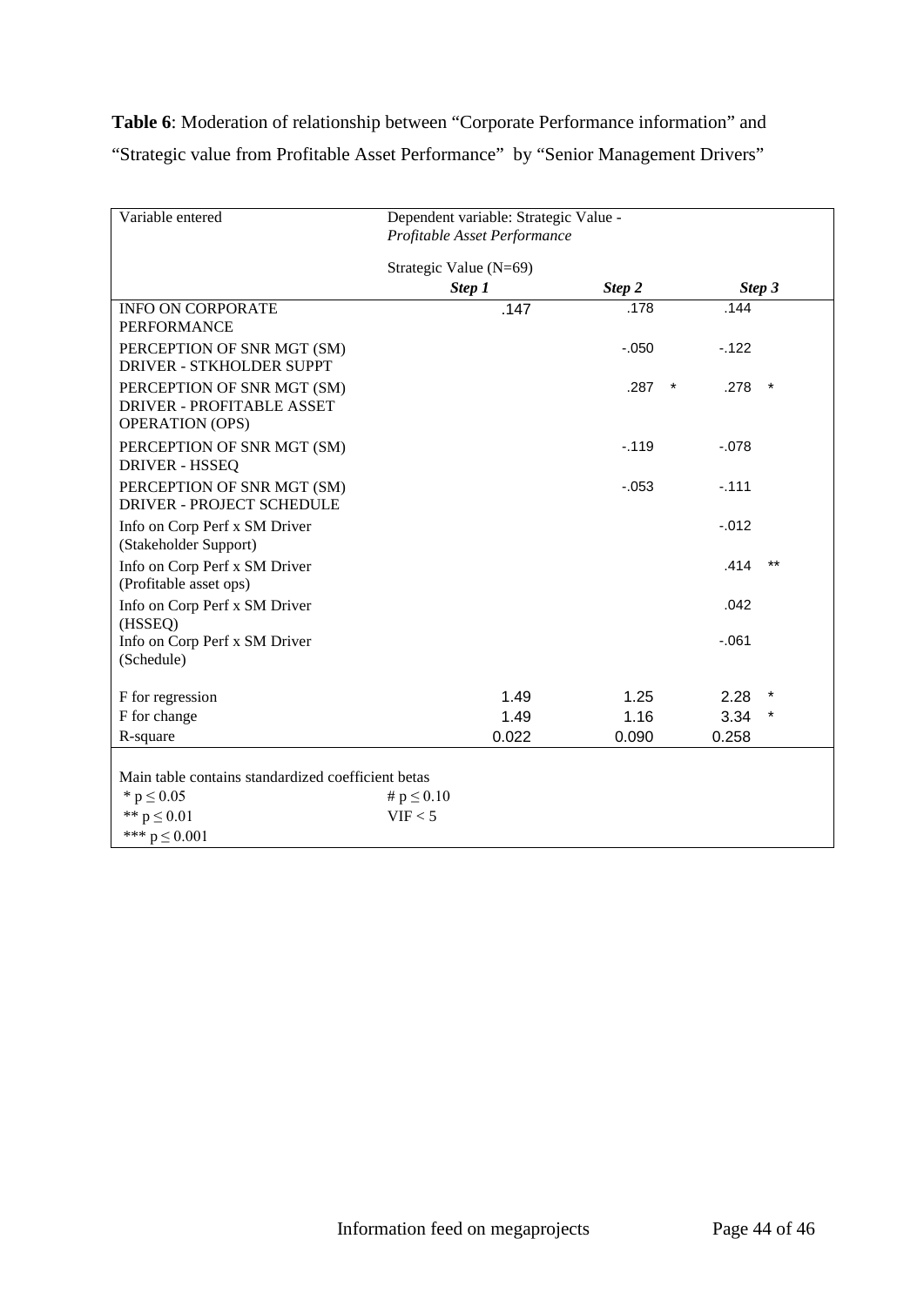**Table 6**: Moderation of relationship between “Corporate Performance information” and “Strategic value from Profitable Asset Performance” by “Senior Management Drivers”

| Variable entered | Dependent variable: Strategic Value - *Profitable Asset Performance* | | |
|---|---|---|---|
| | Strategic Value (N=69) | | |
| | ***Step 1*** | ***Step 2*** | ***Step 3*** |
| INFO ON CORPORATE PERFORMANCE | .147 | .178 | .144 |
| PERCEPTION OF SNR MGT (SM) DRIVER - STKHOLDER SUPPT | | -.050 | -.122 |
| PERCEPTION OF SNR MGT (SM) DRIVER - PROFITABLE ASSET OPERATION (OPS) | | .287 * | .278 * |
| PERCEPTION OF SNR MGT (SM) DRIVER - HSSEQ | | -.119 | -.078 |
| PERCEPTION OF SNR MGT (SM) DRIVER - PROJECT SCHEDULE | | -.053 | -.111 |
| Info on Corp Perf x SM Driver (Stakeholder Support) | | | -.012 |
| Info on Corp Perf x SM Driver (Profitable asset ops) | | | .414 ** |
| Info on Corp Perf x SM Driver (HSSEQ) | | | .042 |
| Info on Corp Perf x SM Driver (Schedule) | | | -.061 |
| F for regression | 1.49 | 1.25 | 2.28 * |
| F for change | 1.49 | 1.16 | 3.34 * |
| R-square | 0.022 | 0.090 | 0.258 |

Main table contains standardized coefficient betas

$* p \leq 0.05$ &nbsp;&nbsp;&nbsp;&nbsp; $\# p \leq 0.10$

$** p \leq 0.01$ &nbsp;&nbsp;&nbsp;&nbsp; VIF < 5

$*** p \leq 0.001$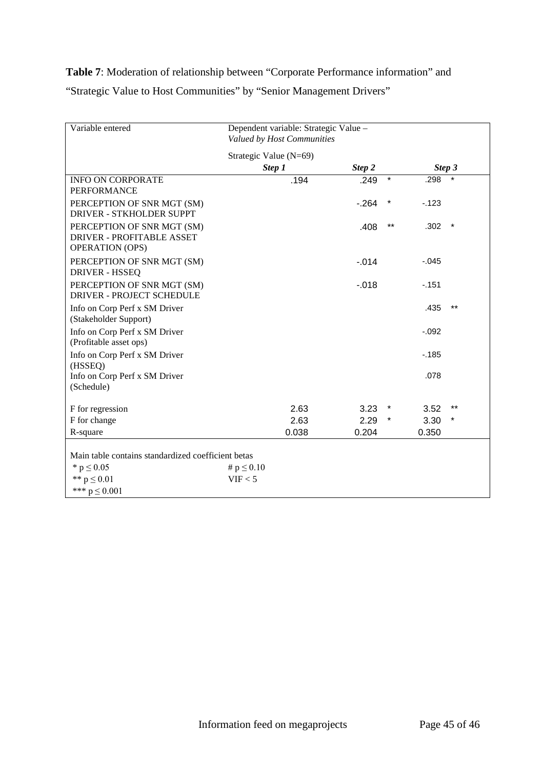**Table 7**: Moderation of relationship between "Corporate Performance information" and "Strategic Value to Host Communities" by "Senior Management Drivers"

| Variable entered | Dependent variable: Strategic Value – *Valued by Host Communities* | | | | | |
|---|---|---|---|---|---|---|
| | Strategic Value (N=69) | | | | | |
| | ***Step 1*** | | ***Step 2*** | | ***Step 3*** | |
| INFO ON CORPORATE PERFORMANCE | .194 | | .249 | * | .298 | * |
| PERCEPTION OF SNR MGT (SM) DRIVER - STKHOLDER SUPPT | | | -.264 | * | -.123 | |
| PERCEPTION OF SNR MGT (SM) DRIVER - PROFITABLE ASSET OPERATION (OPS) | | | .408 | ** | .302 | * |
| PERCEPTION OF SNR MGT (SM) DRIVER - HSSEQ | | | -.014 | | -.045 | |
| PERCEPTION OF SNR MGT (SM) DRIVER - PROJECT SCHEDULE | | | -.018 | | -.151 | |
| Info on Corp Perf x SM Driver (Stakeholder Support) | | | | | .435 | ** |
| Info on Corp Perf x SM Driver (Profitable asset ops) | | | | | -.092 | |
| Info on Corp Perf x SM Driver (HSSEQ) | | | | | -.185 | |
| Info on Corp Perf x SM Driver (Schedule) | | | | | .078 | |
| F for regression | 2.63 | | 3.23 | * | 3.52 | ** |
| F for change | 2.63 | | 2.29 | * | 3.30 | * |
| R-square | 0.038 | | 0.204 | | 0.350 | |

Main table contains standardized coefficient betas

\* $p \leq 0.05$ &nbsp;&nbsp;&nbsp; # $p \leq 0.10$

\*\* $p \leq 0.01$ &nbsp;&nbsp;&nbsp; VIF < 5

\*\*\* $p \leq 0.001$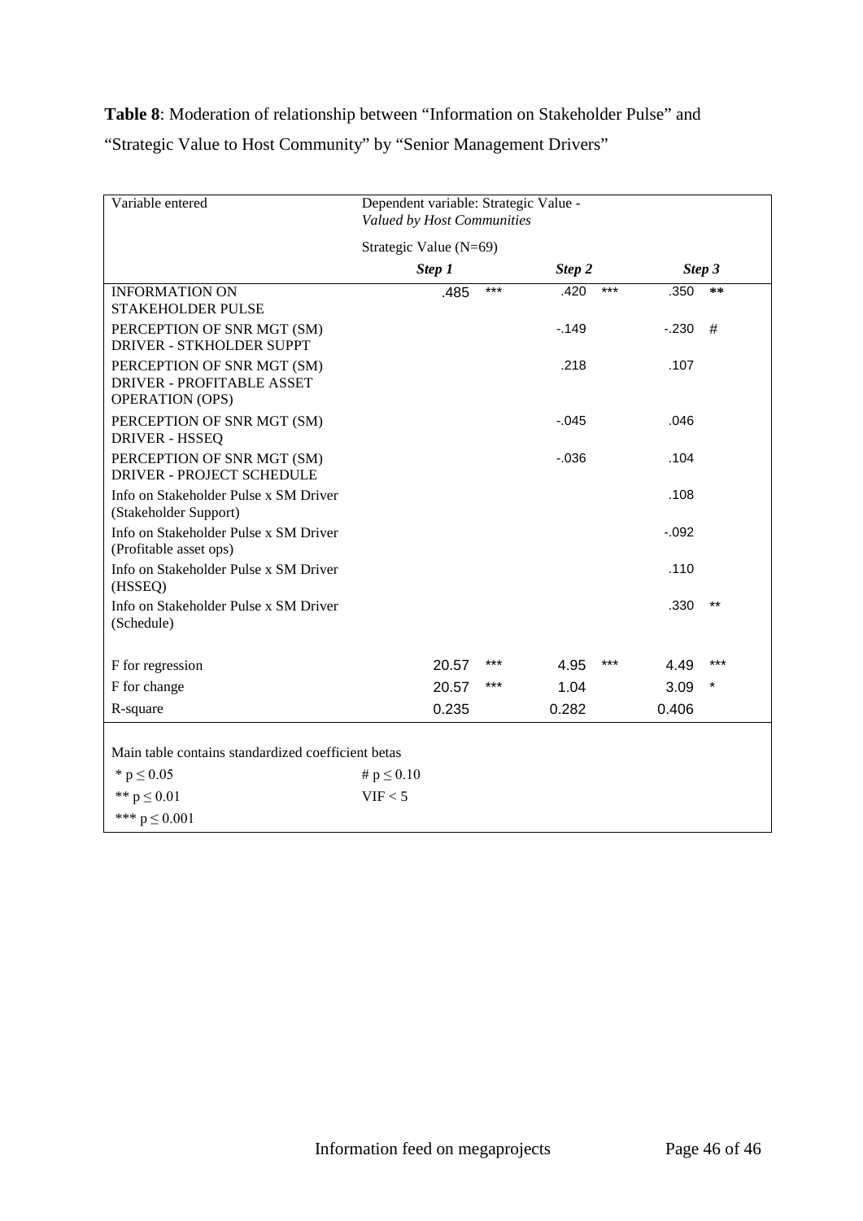**Table 8**: Moderation of relationship between "Information on Stakeholder Pulse" and "Strategic Value to Host Community" by "Senior Management Drivers"

| Variable entered | Dependent variable: Strategic Value - *Valued by Host Communities* | | | | | |
|---|---|---|---|---|---|---|
| | Strategic Value (N=69) | | | | | |
| | ***Step 1*** | | ***Step 2*** | | ***Step 3*** | |
| INFORMATION ON STAKEHOLDER PULSE | .485 | *** | .420 | *** | .350 | ** |
| PERCEPTION OF SNR MGT (SM) DRIVER - STKHOLDER SUPPT | | | -.149 | | -.230 | # |
| PERCEPTION OF SNR MGT (SM) DRIVER - PROFITABLE ASSET OPERATION (OPS) | | | .218 | | .107 | |
| PERCEPTION OF SNR MGT (SM) DRIVER - HSSEQ | | | -.045 | | .046 | |
| PERCEPTION OF SNR MGT (SM) DRIVER - PROJECT SCHEDULE | | | -.036 | | .104 | |
| Info on Stakeholder Pulse x SM Driver (Stakeholder Support) | | | | | .108 | |
| Info on Stakeholder Pulse x SM Driver (Profitable asset ops) | | | | | -.092 | |
| Info on Stakeholder Pulse x SM Driver (HSSEQ) | | | | | .110 | |
| Info on Stakeholder Pulse x SM Driver (Schedule) | | | | | .330 | ** |
| F for regression | 20.57 | *** | 4.95 | *** | 4.49 | *** |
| F for change | 20.57 | *** | 1.04 | | 3.09 | * |
| R-square | 0.235 | | 0.282 | | 0.406 | |

Main table contains standardized coefficient betas

\* $p \leq 0.05$ # $p \leq 0.10$

\*\* $p \leq 0.01$ VIF < 5

\*\*\* $p \leq 0.001$